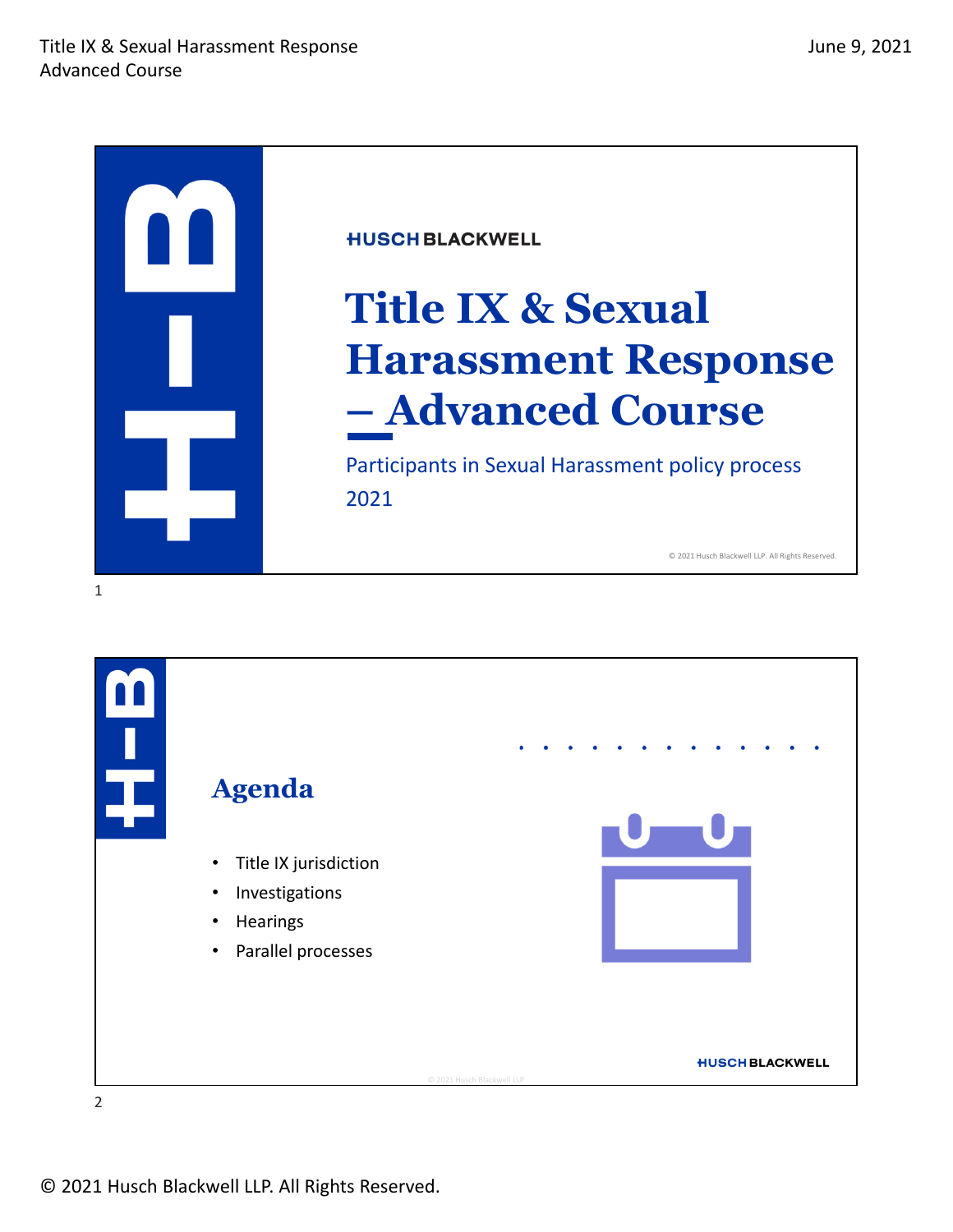HUSCH BLACKWELL

# Title IX & Sexual Harassment Response – Advanced Course

Participants in Sexual Harassment policy process

2021

© 2021 Husch Blackwell LLP. All Rights Reserved.

## Agenda

- Title IX jurisdiction
- Investigations
- Hearings
- Parallel processes

HUSCH BLACKWELL

© 2021 Husch Blackwell LLP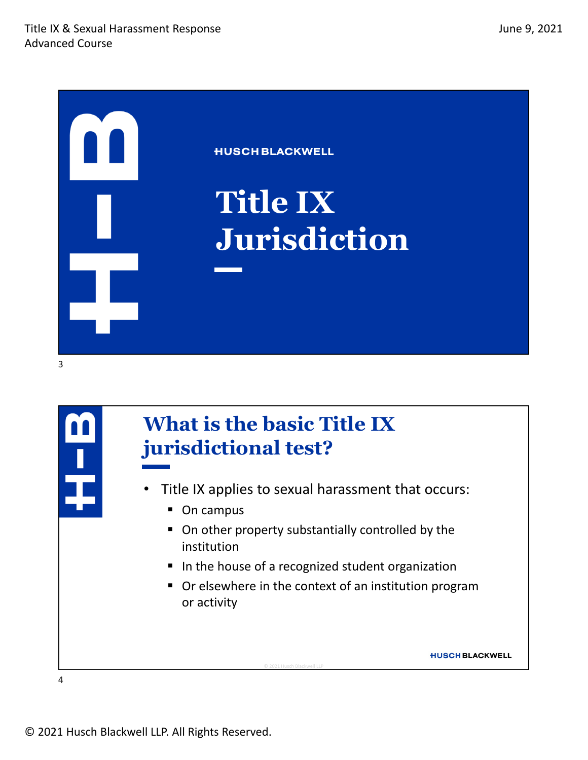# Title IX Jurisdiction

## What is the basic Title IX jurisdictional test?

- Title IX applies to sexual harassment that occurs:
  - On campus
  - On other property substantially controlled by the institution
  - In the house of a recognized student organization
  - Or elsewhere in the context of an institution program or activity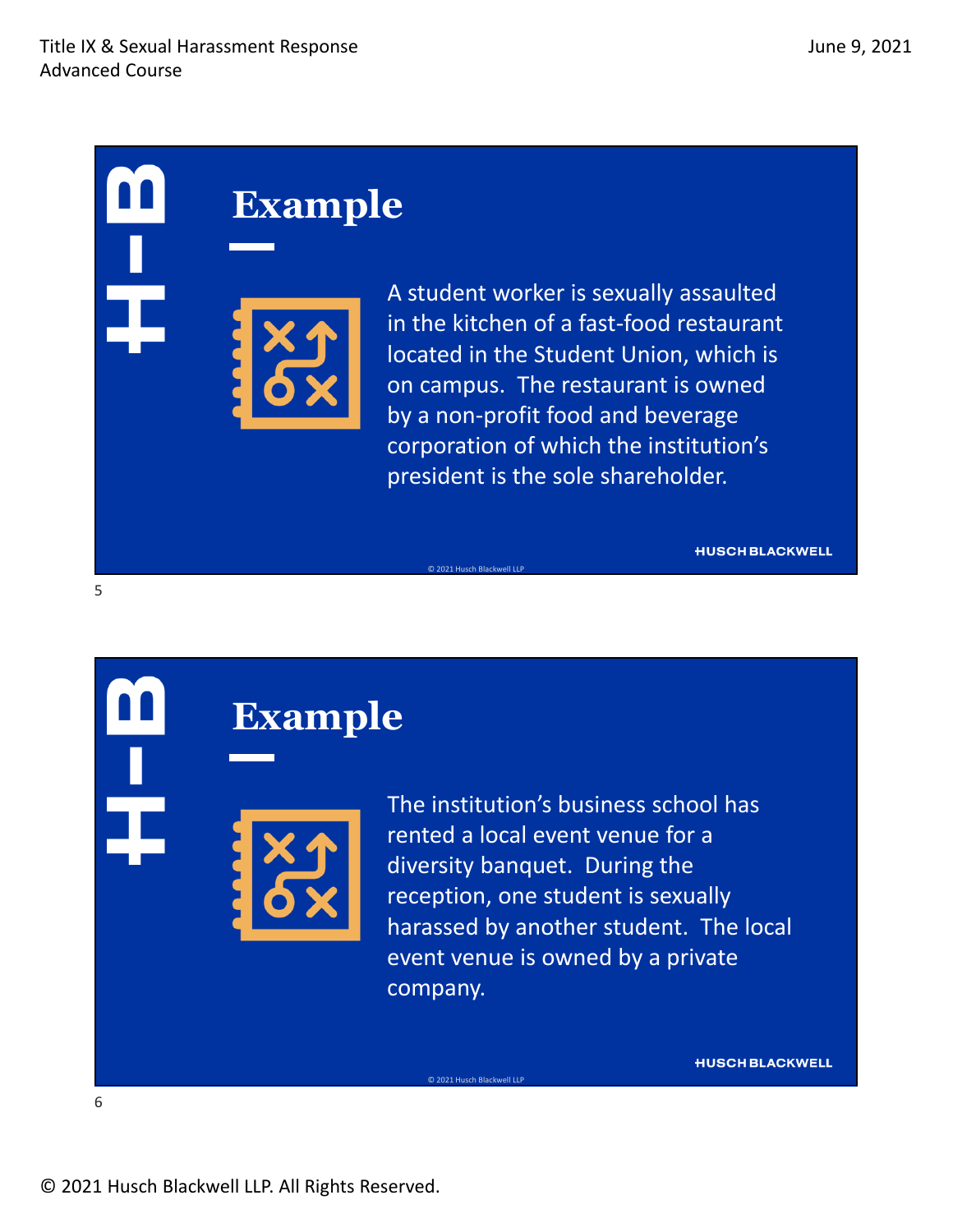## Example

A student worker is sexually assaulted in the kitchen of a fast-food restaurant located in the Student Union, which is on campus. The restaurant is owned by a non-profit food and beverage corporation of which the institution's president is the sole shareholder.

## Example

The institution's business school has rented a local event venue for a diversity banquet. During the reception, one student is sexually harassed by another student. The local event venue is owned by a private company.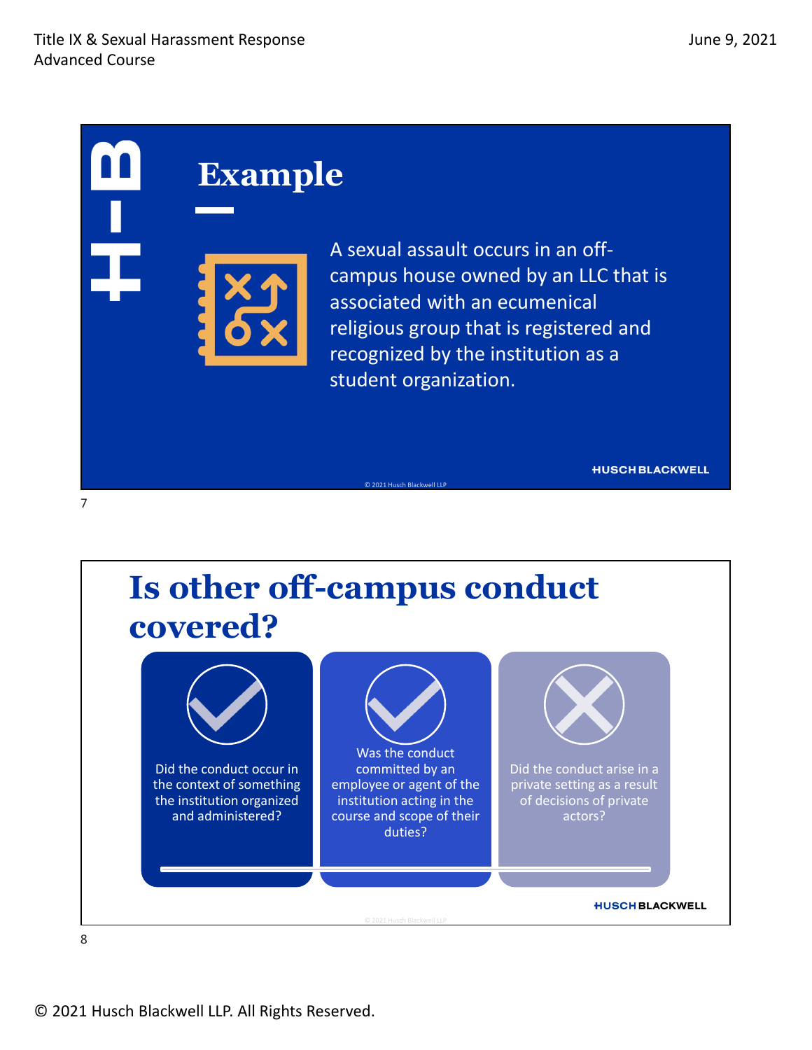# Example

A sexual assault occurs in an off-campus house owned by an LLC that is associated with an ecumenical religious group that is registered and recognized by the institution as a student organization.

# Is other off-campus conduct covered?

- ✓ Did the conduct occur in the context of something the institution organized and administered?
- ✓ Was the conduct committed by an employee or agent of the institution acting in the course and scope of their duties?
- ✗ Did the conduct arise in a private setting as a result of decisions of private actors?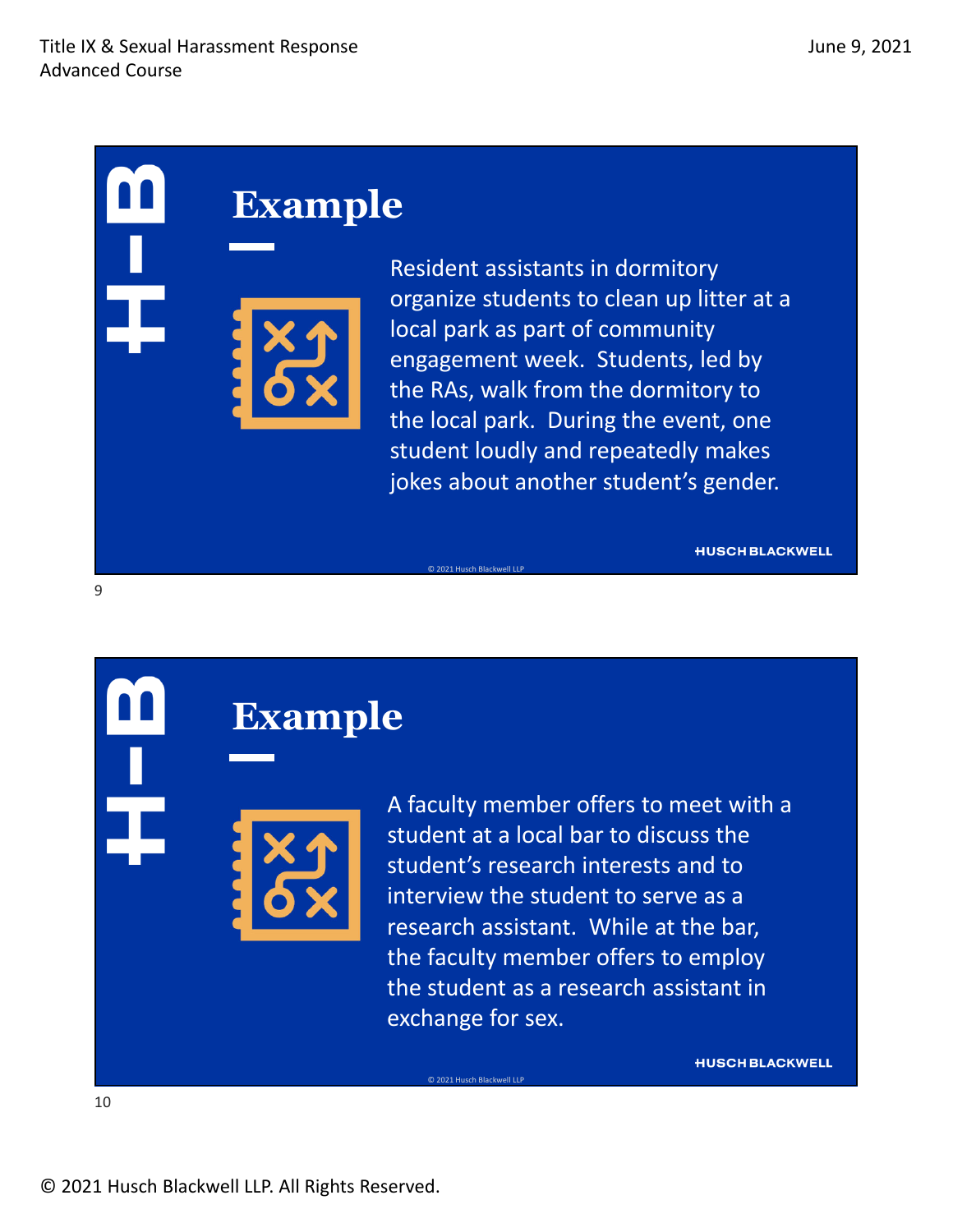## Example

Resident assistants in dormitory organize students to clean up litter at a local park as part of community engagement week. Students, led by the RAs, walk from the dormitory to the local park. During the event, one student loudly and repeatedly makes jokes about another student's gender.

## Example

A faculty member offers to meet with a student at a local bar to discuss the student's research interests and to interview the student to serve as a research assistant. While at the bar, the faculty member offers to employ the student as a research assistant in exchange for sex.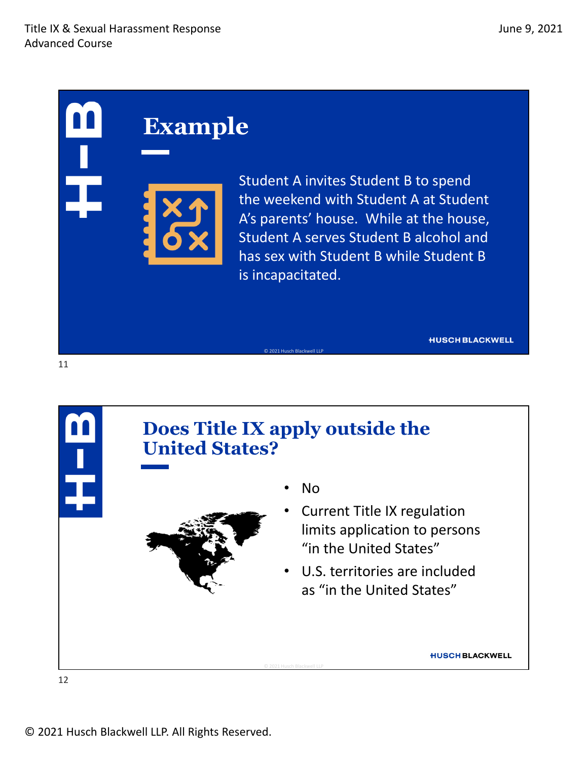## Example

Student A invites Student B to spend the weekend with Student A at Student A's parents' house. While at the house, Student A serves Student B alcohol and has sex with Student B while Student B is incapacitated.

## Does Title IX apply outside the United States?

- No
- Current Title IX regulation limits application to persons "in the United States"
- U.S. territories are included as "in the United States"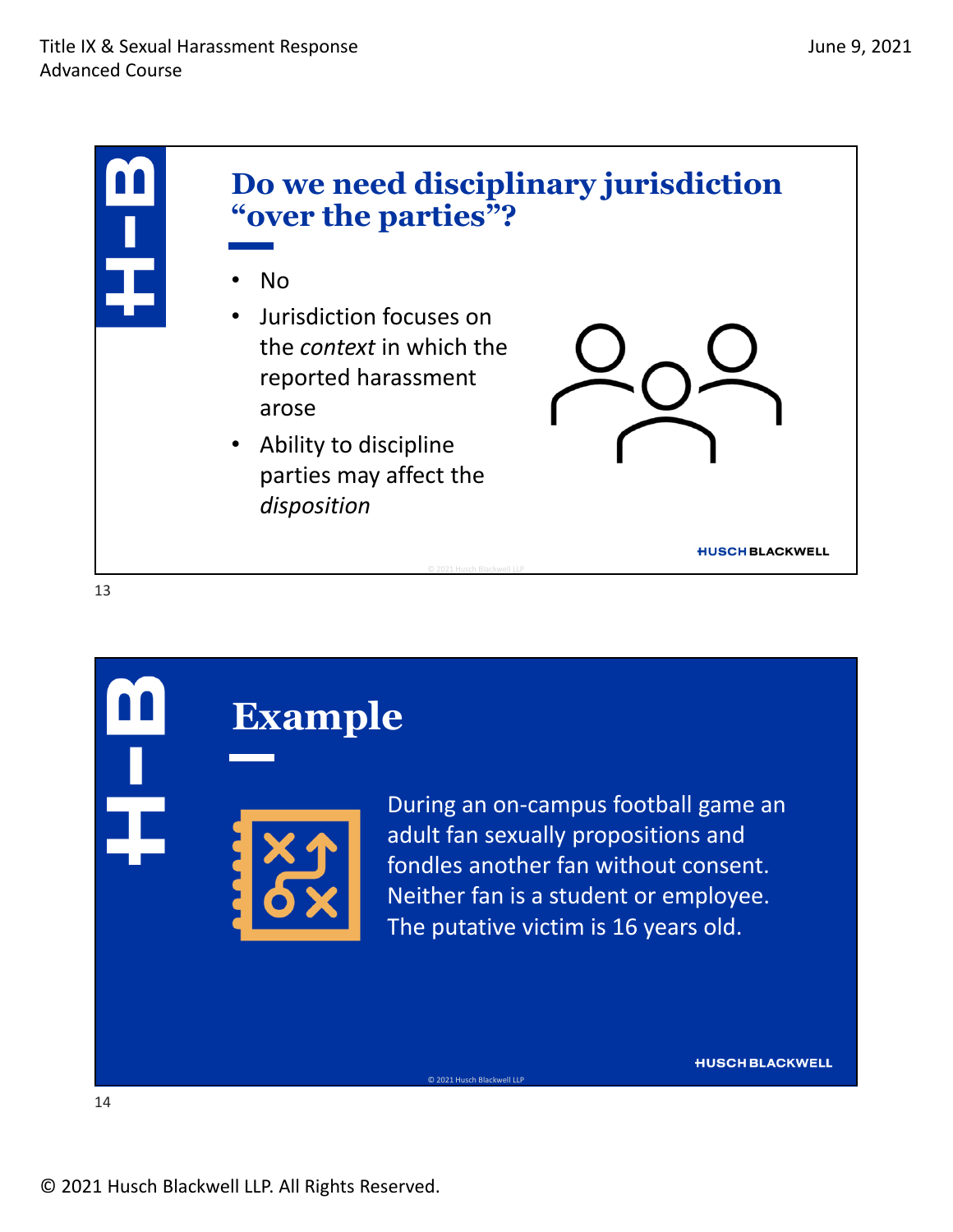## Do we need disciplinary jurisdiction "over the parties"?

- No
- Jurisdiction focuses on the *context* in which the reported harassment arose
- Ability to discipline parties may affect the *disposition*

## Example

During an on-campus football game an adult fan sexually propositions and fondles another fan without consent. Neither fan is a student or employee. The putative victim is 16 years old.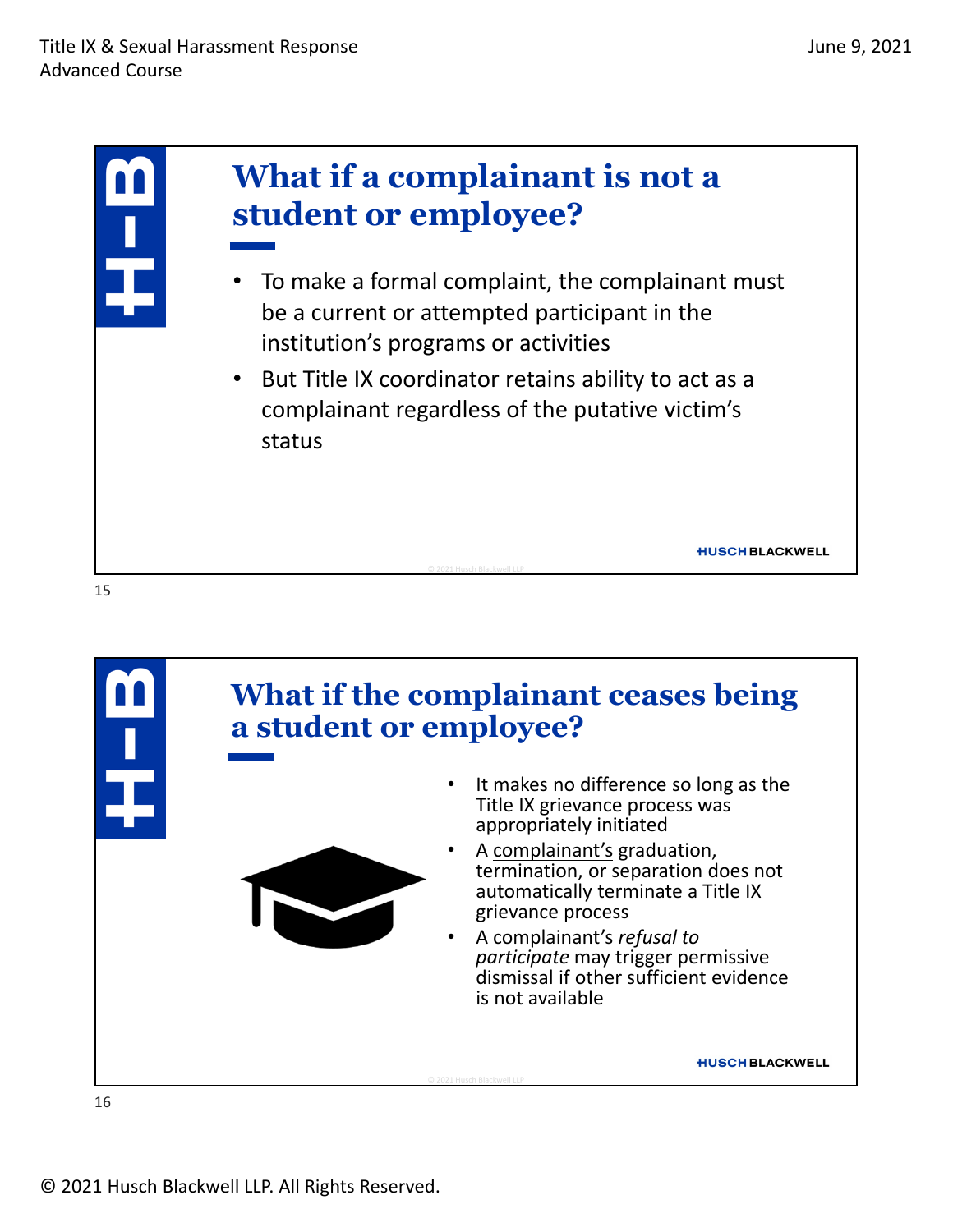## What if a complainant is not a student or employee?

- To make a formal complaint, the complainant must be a current or attempted participant in the institution's programs or activities
- But Title IX coordinator retains ability to act as a complainant regardless of the putative victim's status

## What if the complainant ceases being a student or employee?

- It makes no difference so long as the Title IX grievance process was appropriately initiated
- A complainant's graduation, termination, or separation does not automatically terminate a Title IX grievance process
- A complainant's *refusal to participate* may trigger permissive dismissal if other sufficient evidence is not available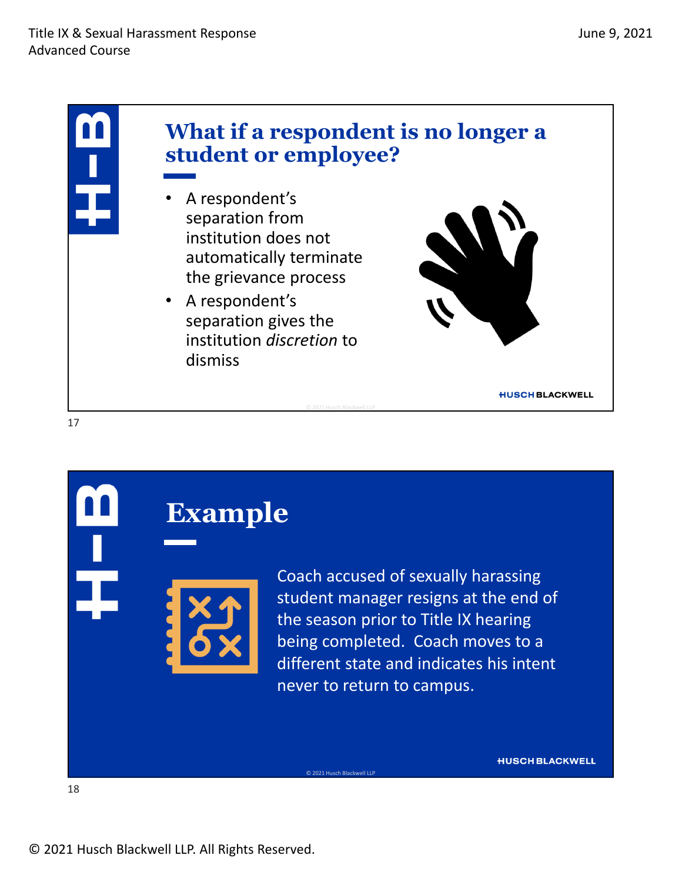## What if a respondent is no longer a student or employee?

- A respondent's separation from institution does not automatically terminate the grievance process
- A respondent's separation gives the institution *discretion* to dismiss

## Example

Coach accused of sexually harassing student manager resigns at the end of the season prior to Title IX hearing being completed. Coach moves to a different state and indicates his intent never to return to campus.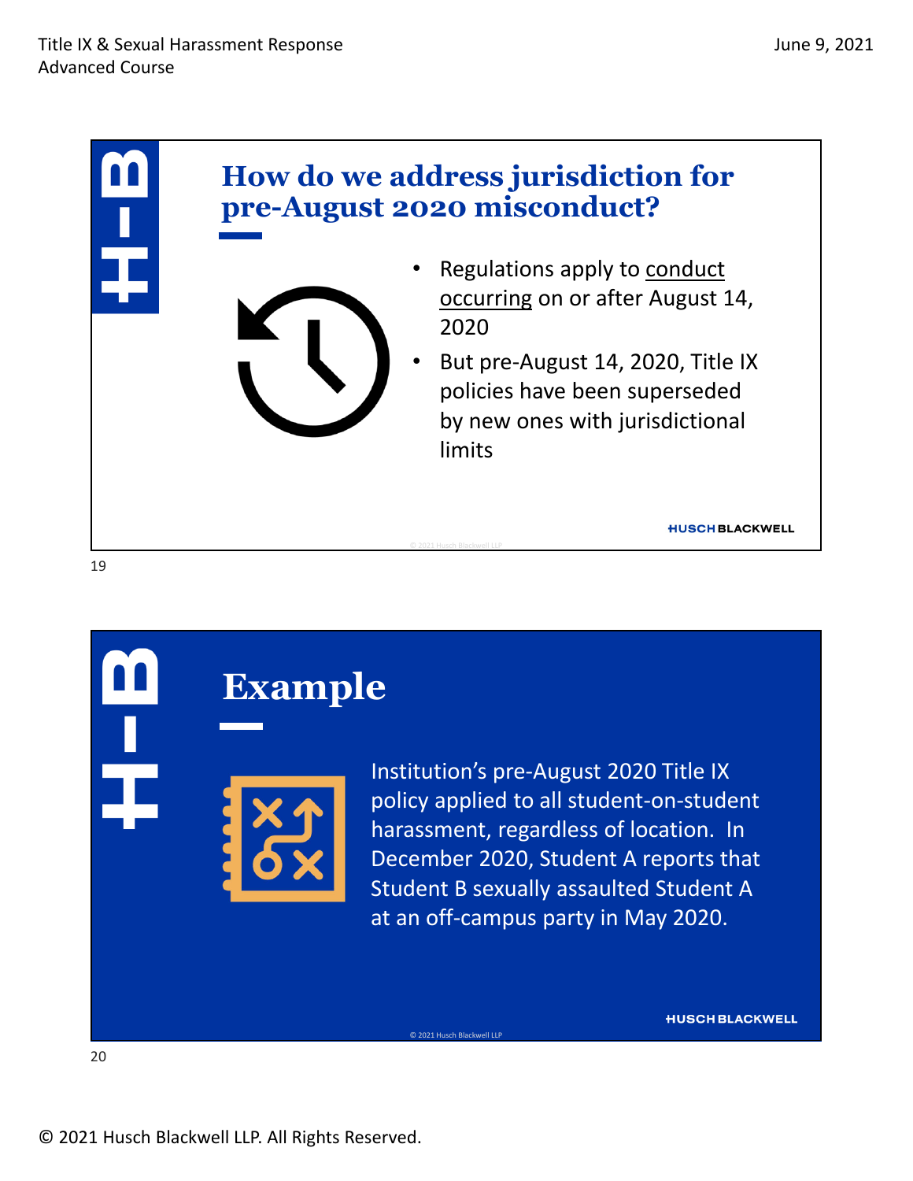## How do we address jurisdiction for pre-August 2020 misconduct?

- Regulations apply to conduct occurring on or after August 14, 2020
- But pre-August 14, 2020, Title IX policies have been superseded by new ones with jurisdictional limits

## Example

Institution's pre-August 2020 Title IX policy applied to all student-on-student harassment, regardless of location. In December 2020, Student A reports that Student B sexually assaulted Student A at an off-campus party in May 2020.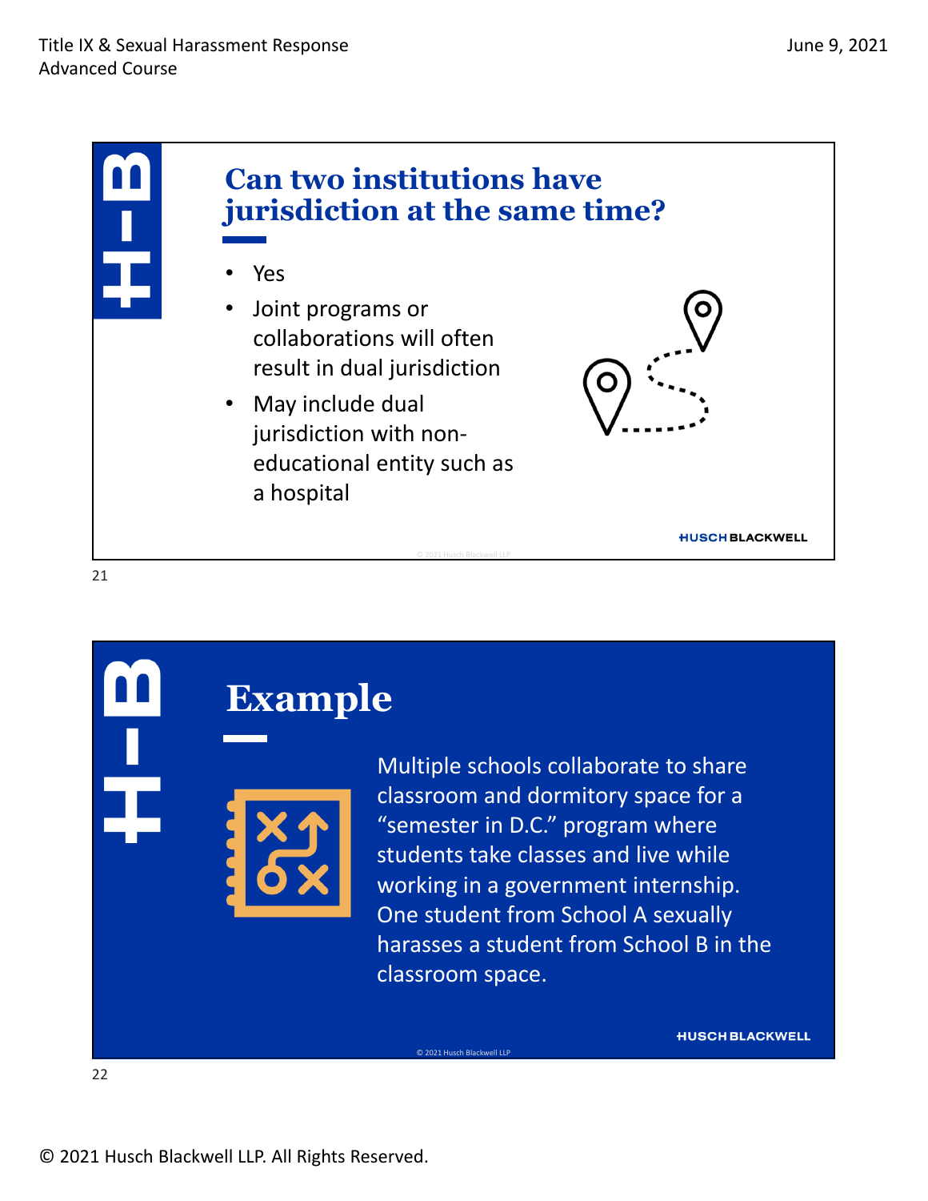## Can two institutions have jurisdiction at the same time?

- Yes
- Joint programs or collaborations will often result in dual jurisdiction
- May include dual jurisdiction with non-educational entity such as a hospital

## Example

Multiple schools collaborate to share classroom and dormitory space for a “semester in D.C.” program where students take classes and live while working in a government internship. One student from School A sexually harasses a student from School B in the classroom space.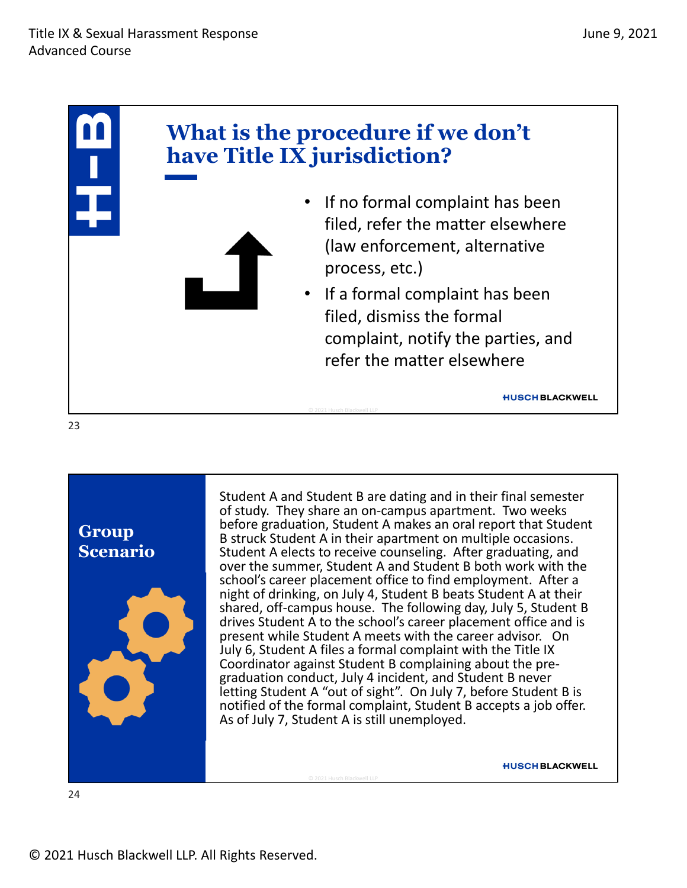## What is the procedure if we don't have Title IX jurisdiction?

- If no formal complaint has been filed, refer the matter elsewhere (law enforcement, alternative process, etc.)
- If a formal complaint has been filed, dismiss the formal complaint, notify the parties, and refer the matter elsewhere

## Group Scenario

Student A and Student B are dating and in their final semester of study. They share an on-campus apartment. Two weeks before graduation, Student A makes an oral report that Student B struck Student A in their apartment on multiple occasions. Student A elects to receive counseling. After graduating, and over the summer, Student A and Student B both work with the school's career placement office to find employment. After a night of drinking, on July 4, Student B beats Student A at their shared, off-campus house. The following day, July 5, Student B drives Student A to the school's career placement office and is present while Student A meets with the career advisor. On July 6, Student A files a formal complaint with the Title IX Coordinator against Student B complaining about the pre-graduation conduct, July 4 incident, and Student B never letting Student A "out of sight". On July 7, before Student B is notified of the formal complaint, Student B accepts a job offer. As of July 7, Student A is still unemployed.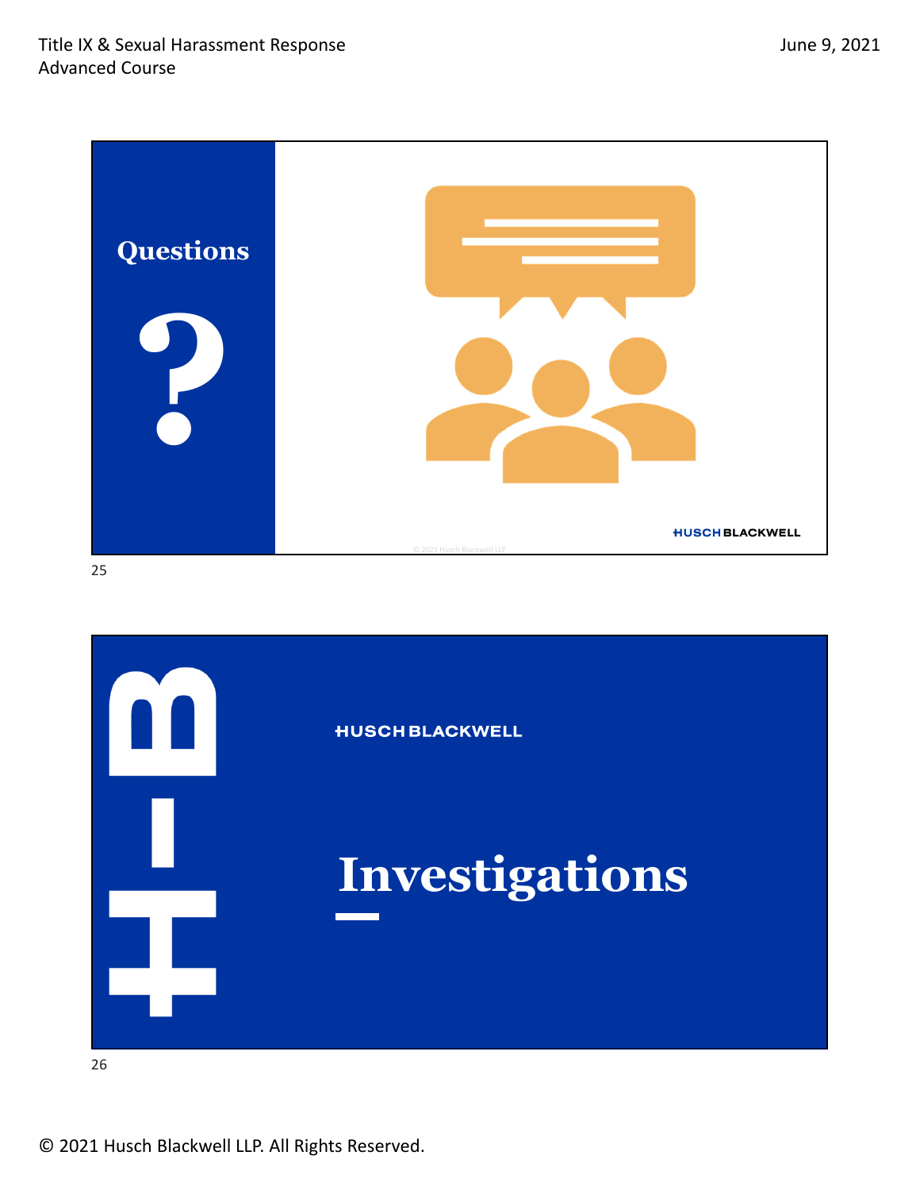## Questions

?

HUSCH BLACKWELL

HUSCH BLACKWELL

# Investigations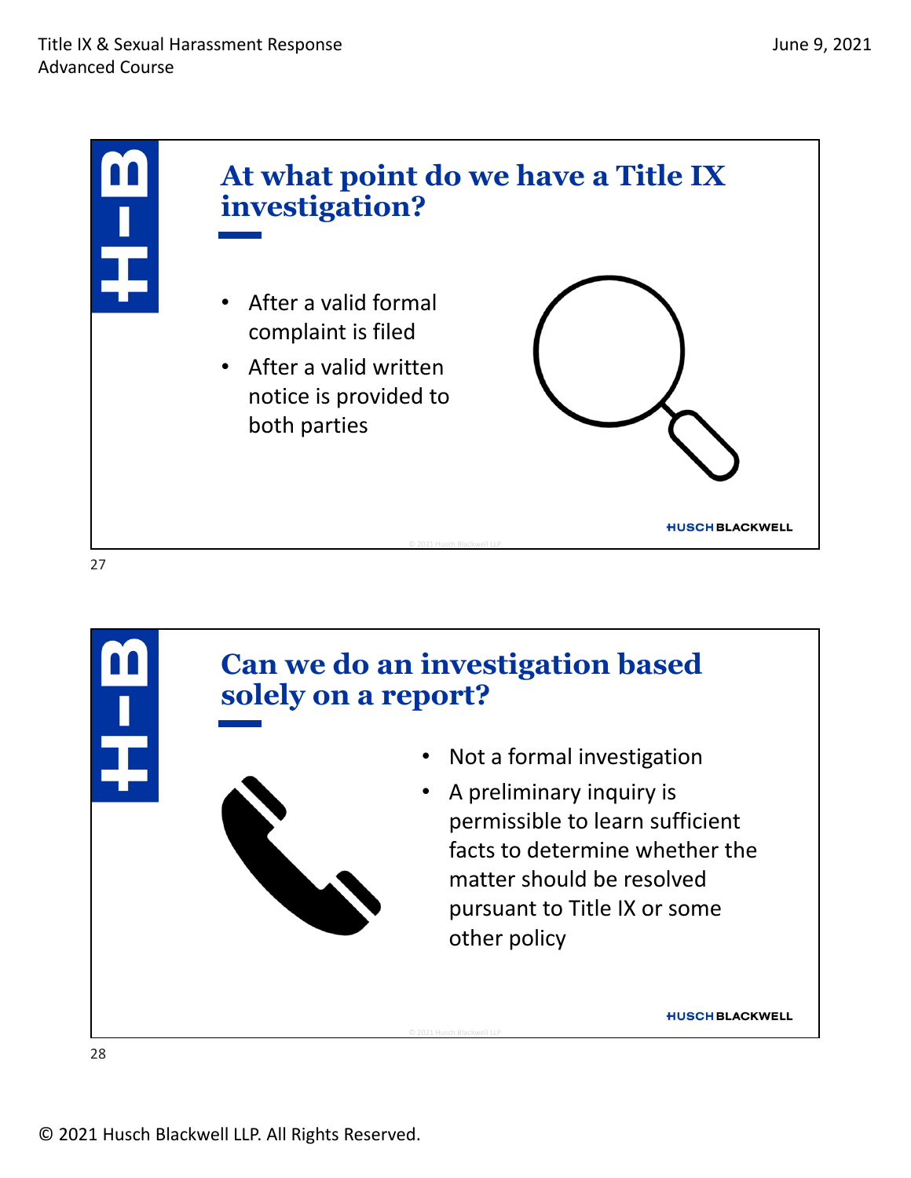## At what point do we have a Title IX investigation?

- After a valid formal complaint is filed
- After a valid written notice is provided to both parties

## Can we do an investigation based solely on a report?

- Not a formal investigation
- A preliminary inquiry is permissible to learn sufficient facts to determine whether the matter should be resolved pursuant to Title IX or some other policy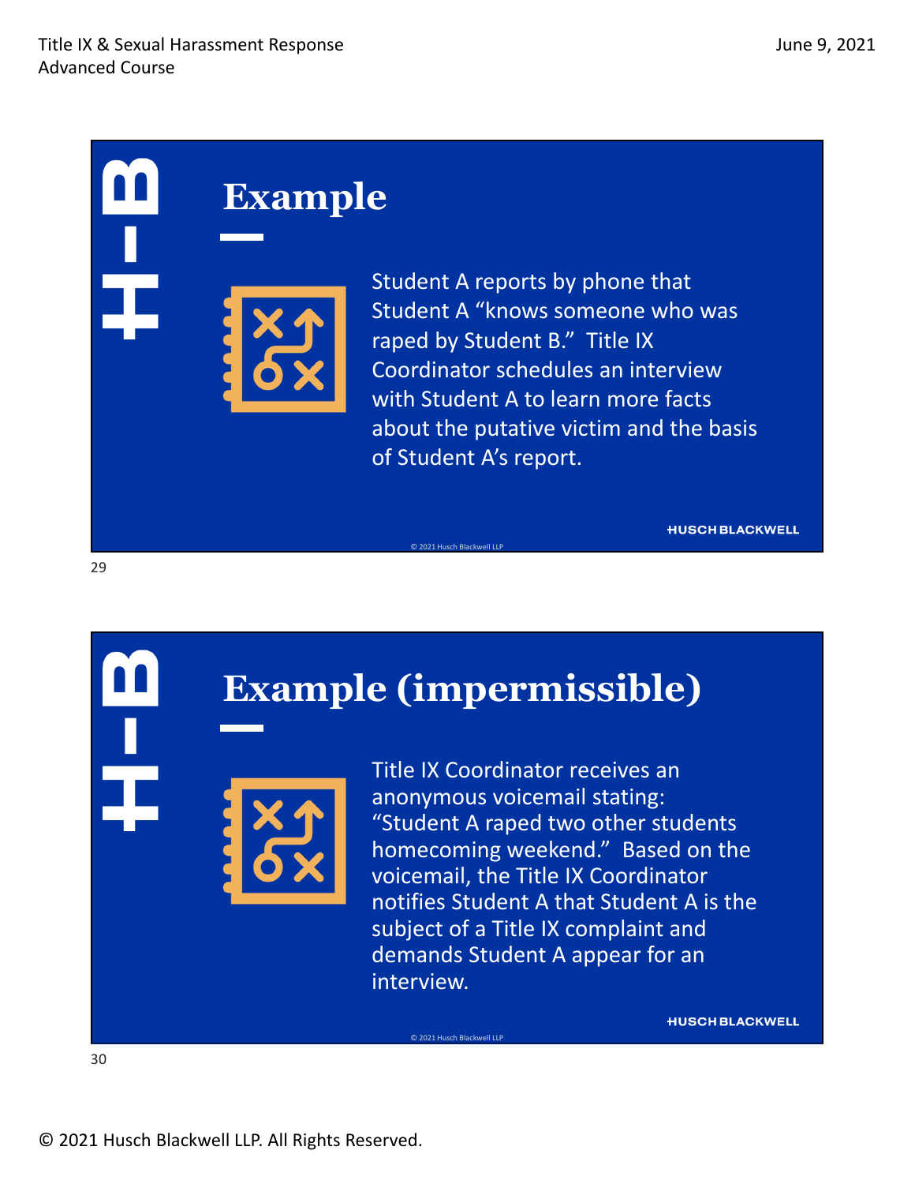## Example

Student A reports by phone that Student A "knows someone who was raped by Student B." Title IX Coordinator schedules an interview with Student A to learn more facts about the putative victim and the basis of Student A's report.

## Example (impermissible)

Title IX Coordinator receives an anonymous voicemail stating: "Student A raped two other students homecoming weekend." Based on the voicemail, the Title IX Coordinator notifies Student A that Student A is the subject of a Title IX complaint and demands Student A appear for an interview.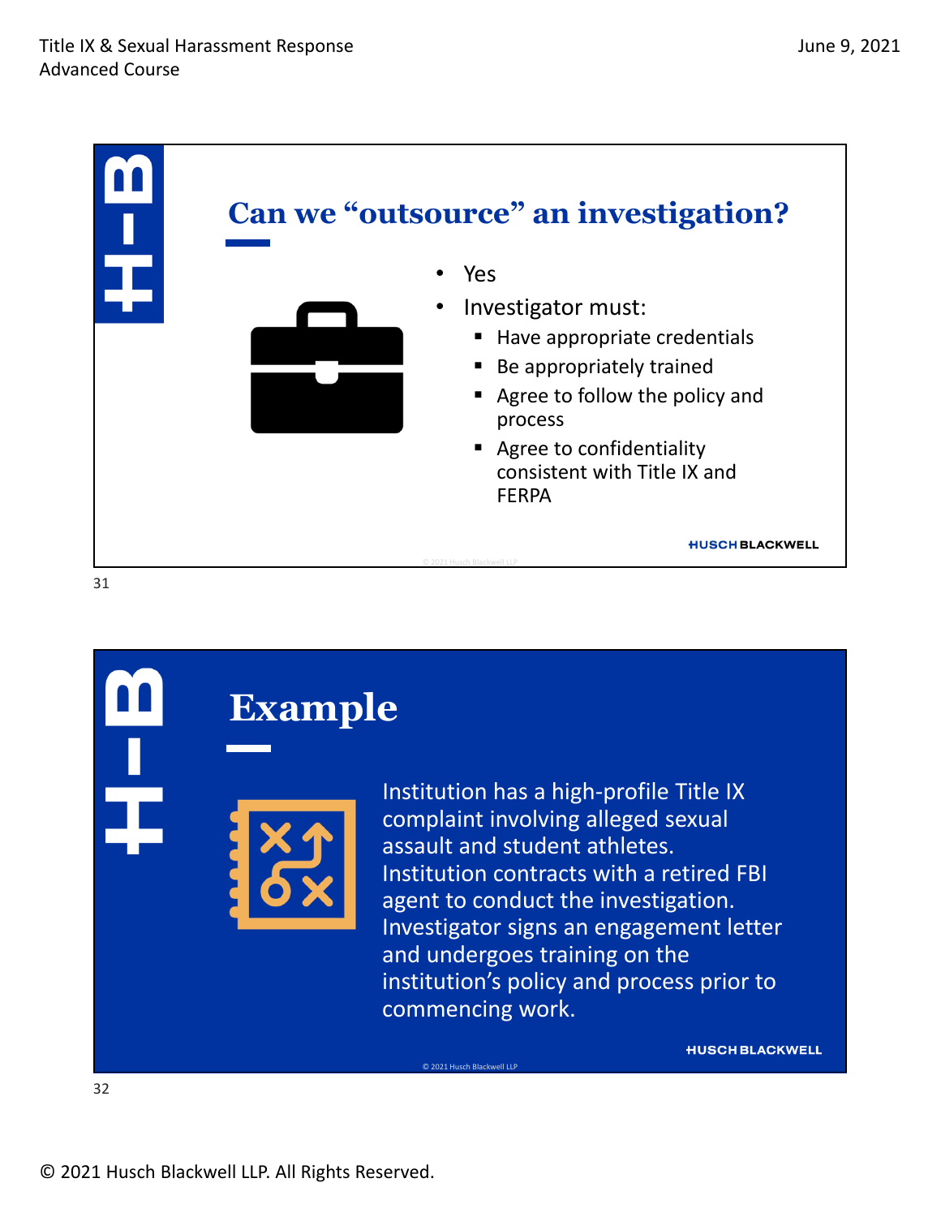## Can we "outsource" an investigation?

- Yes
- Investigator must:
  - Have appropriate credentials
  - Be appropriately trained
  - Agree to follow the policy and process
  - Agree to confidentiality consistent with Title IX and FERPA

## Example

Institution has a high-profile Title IX complaint involving alleged sexual assault and student athletes. Institution contracts with a retired FBI agent to conduct the investigation. Investigator signs an engagement letter and undergoes training on the institution's policy and process prior to commencing work.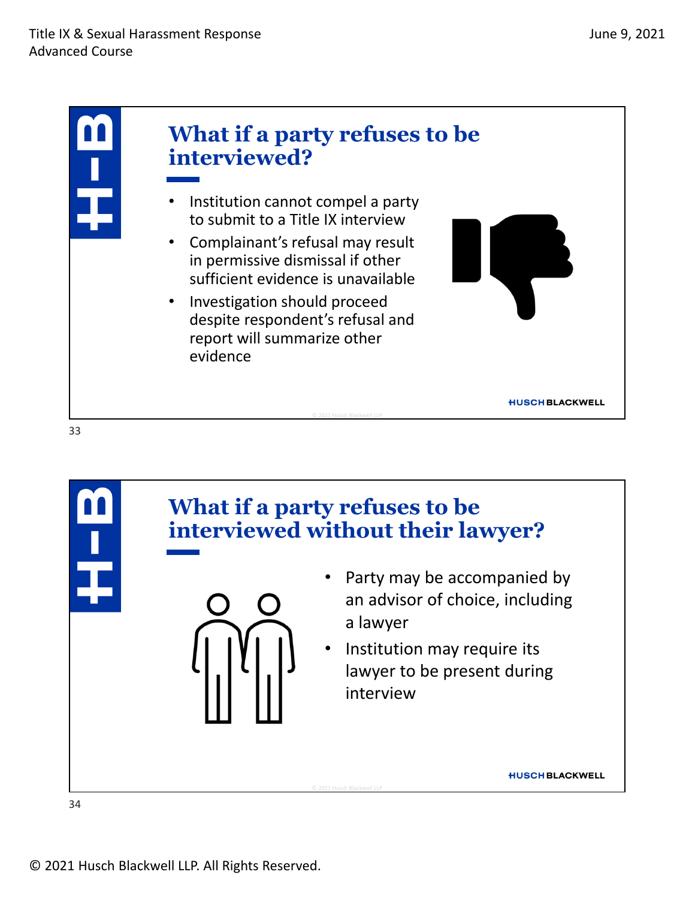## What if a party refuses to be interviewed?

- Institution cannot compel a party to submit to a Title IX interview
- Complainant's refusal may result in permissive dismissal if other sufficient evidence is unavailable
- Investigation should proceed despite respondent's refusal and report will summarize other evidence

## What if a party refuses to be interviewed without their lawyer?

- Party may be accompanied by an advisor of choice, including a lawyer
- Institution may require its lawyer to be present during interview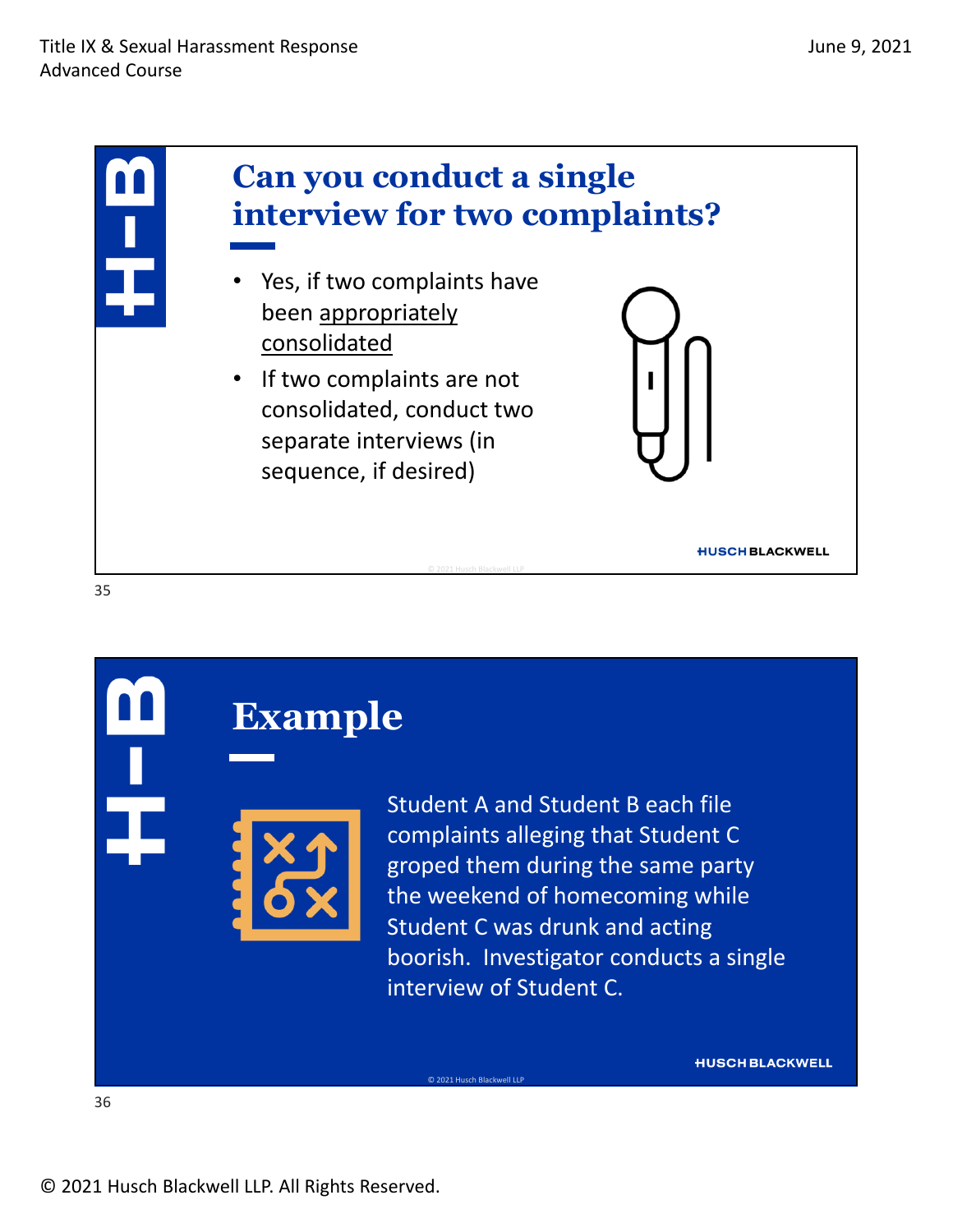## Can you conduct a single interview for two complaints?

- Yes, if two complaints have been appropriately consolidated
- If two complaints are not consolidated, conduct two separate interviews (in sequence, if desired)

## Example

Student A and Student B each file complaints alleging that Student C groped them during the same party the weekend of homecoming while Student C was drunk and acting boorish. Investigator conducts a single interview of Student C.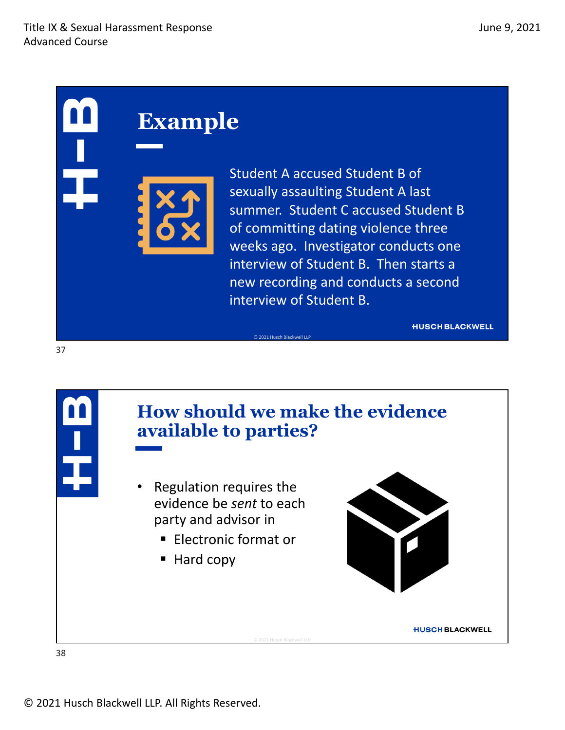## Example

Student A accused Student B of sexually assaulting Student A last summer. Student C accused Student B of committing dating violence three weeks ago. Investigator conducts one interview of Student B. Then starts a new recording and conducts a second interview of Student B.

## How should we make the evidence available to parties?

- Regulation requires the evidence be *sent* to each party and advisor in
  - Electronic format or
  - Hard copy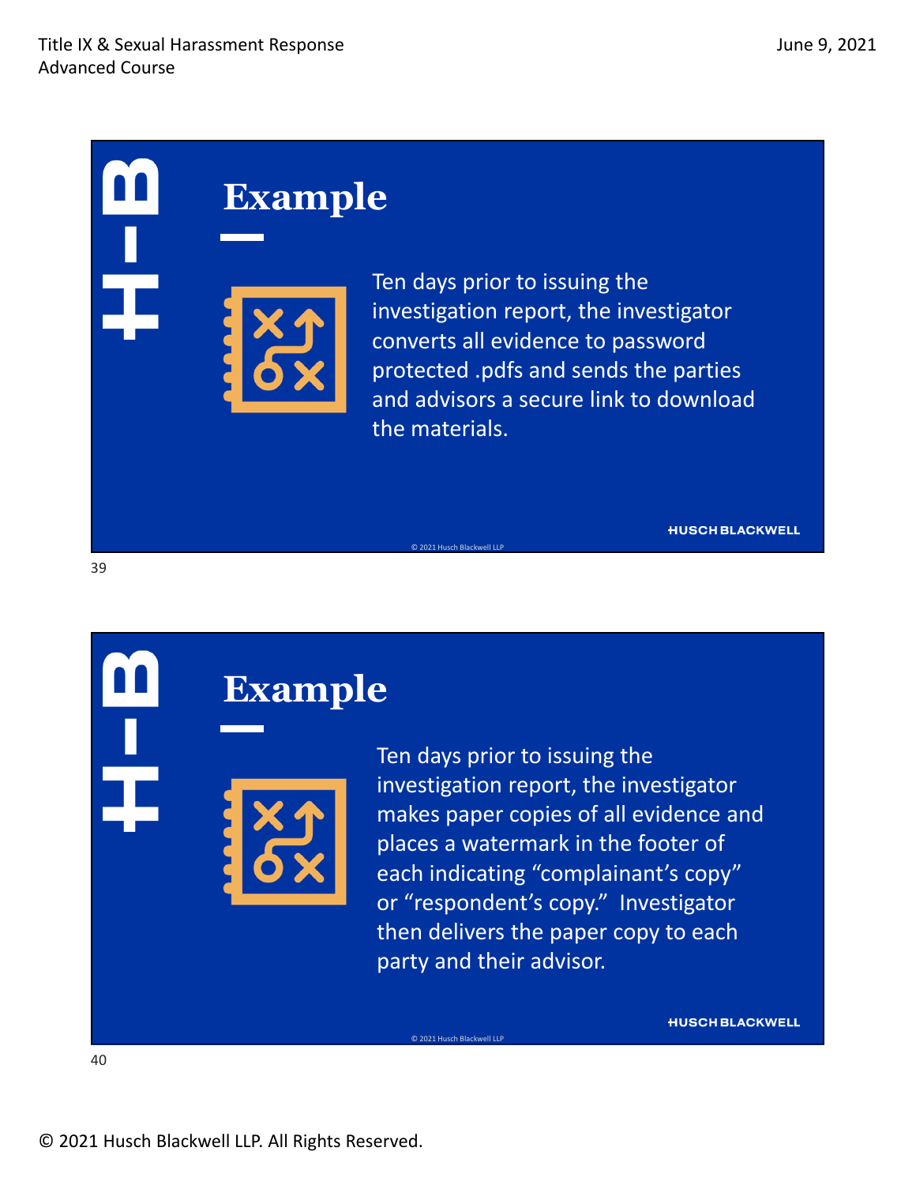## Example

Ten days prior to issuing the investigation report, the investigator converts all evidence to password protected .pdfs and sends the parties and advisors a secure link to download the materials.

## Example

Ten days prior to issuing the investigation report, the investigator makes paper copies of all evidence and places a watermark in the footer of each indicating "complainant's copy" or "respondent's copy." Investigator then delivers the paper copy to each party and their advisor.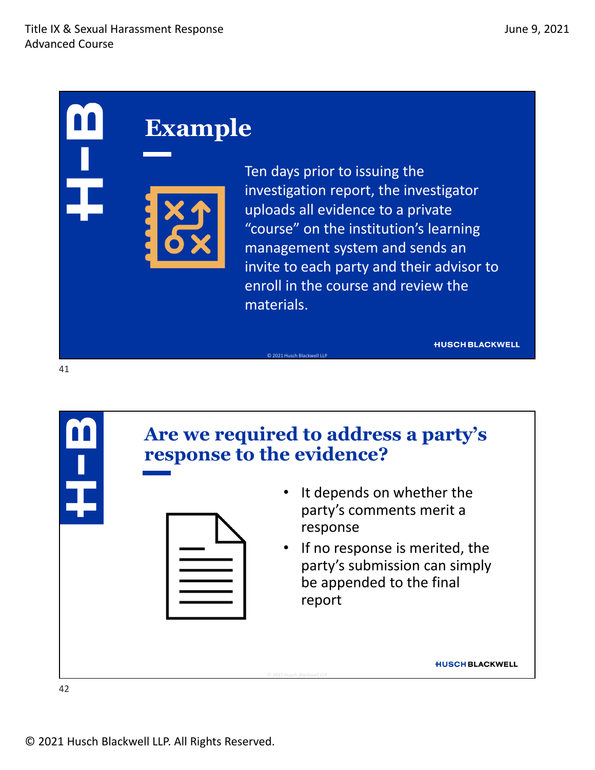## Example

Ten days prior to issuing the investigation report, the investigator uploads all evidence to a private "course" on the institution's learning management system and sends an invite to each party and their advisor to enroll in the course and review the materials.

## Are we required to address a party's response to the evidence?

- It depends on whether the party's comments merit a response
- If no response is merited, the party's submission can simply be appended to the final report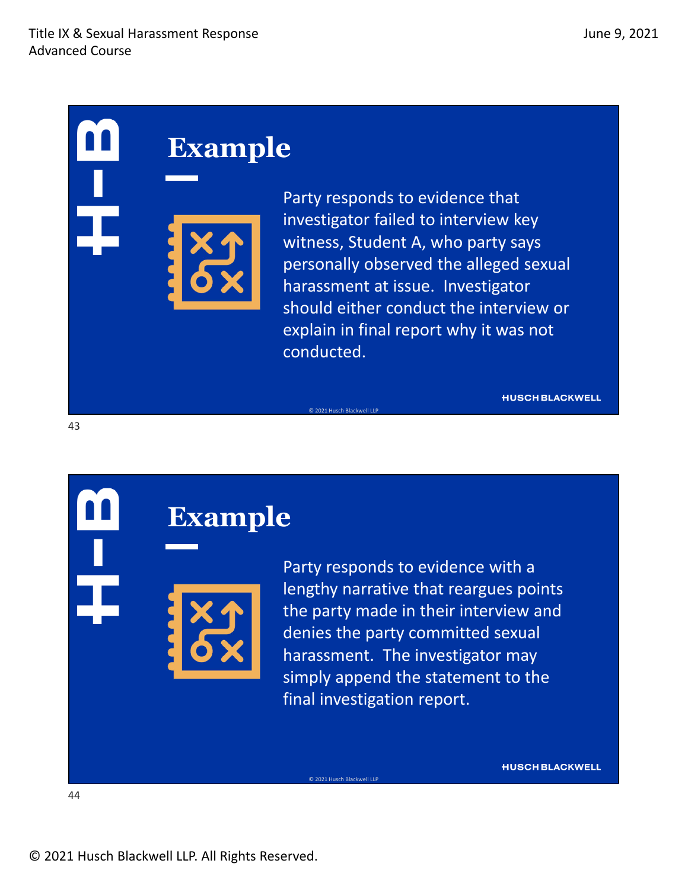## Example

Party responds to evidence that investigator failed to interview key witness, Student A, who party says personally observed the alleged sexual harassment at issue. Investigator should either conduct the interview or explain in final report why it was not conducted.

## Example

Party responds to evidence with a lengthy narrative that reargues points the party made in their interview and denies the party committed sexual harassment. The investigator may simply append the statement to the final investigation report.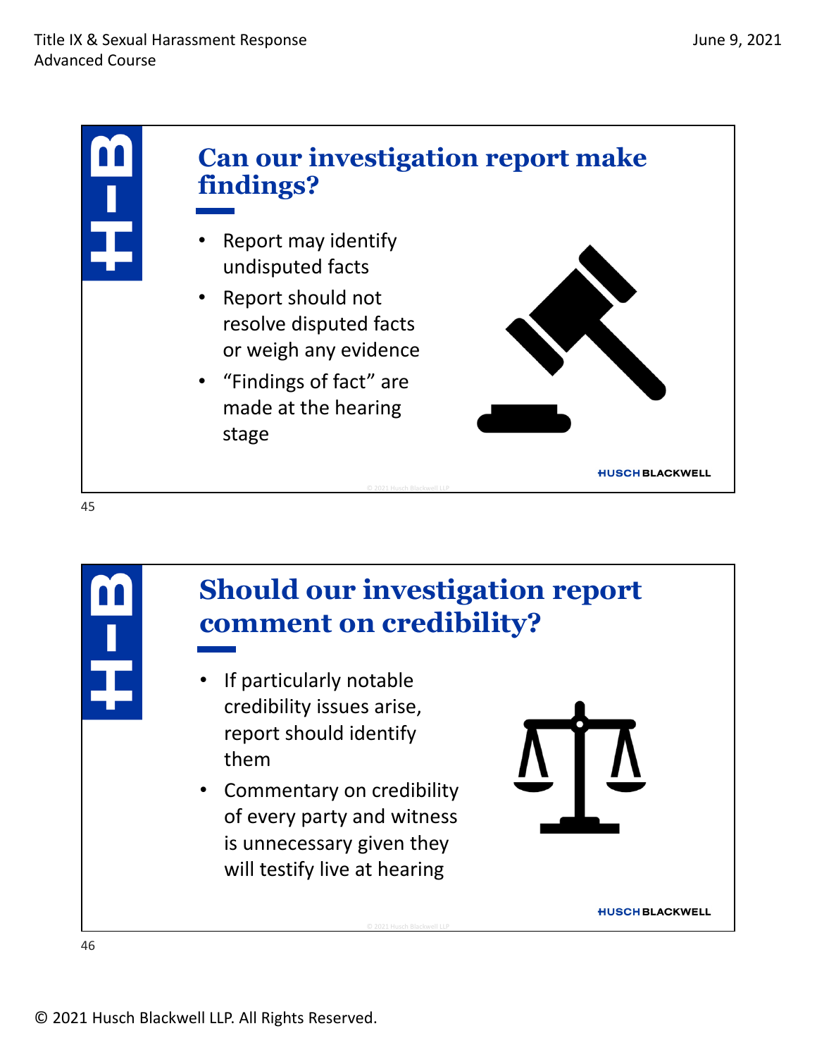## Can our investigation report make findings?

- Report may identify undisputed facts
- Report should not resolve disputed facts or weigh any evidence
- "Findings of fact" are made at the hearing stage

## Should our investigation report comment on credibility?

- If particularly notable credibility issues arise, report should identify them
- Commentary on credibility of every party and witness is unnecessary given they will testify live at hearing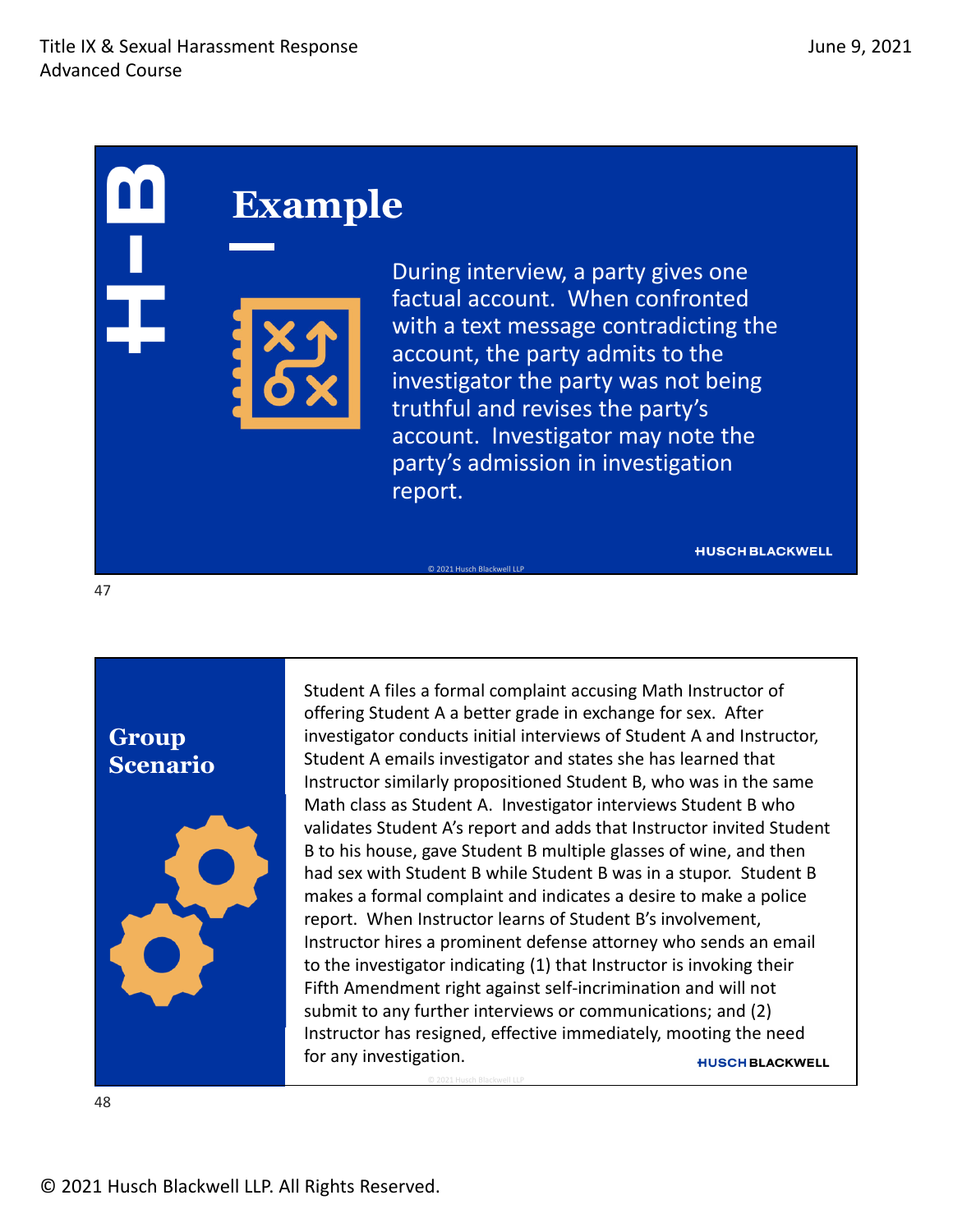## Example

During interview, a party gives one factual account. When confronted with a text message contradicting the account, the party admits to the investigator the party was not being truthful and revises the party's account. Investigator may note the party's admission in investigation report.

## Group Scenario

Student A files a formal complaint accusing Math Instructor of offering Student A a better grade in exchange for sex. After investigator conducts initial interviews of Student A and Instructor, Student A emails investigator and states she has learned that Instructor similarly propositioned Student B, who was in the same Math class as Student A. Investigator interviews Student B who validates Student A's report and adds that Instructor invited Student B to his house, gave Student B multiple glasses of wine, and then had sex with Student B while Student B was in a stupor. Student B makes a formal complaint and indicates a desire to make a police report. When Instructor learns of Student B's involvement, Instructor hires a prominent defense attorney who sends an email to the investigator indicating (1) that Instructor is invoking their Fifth Amendment right against self-incrimination and will not submit to any further interviews or communications; and (2) Instructor has resigned, effective immediately, mooting the need for any investigation.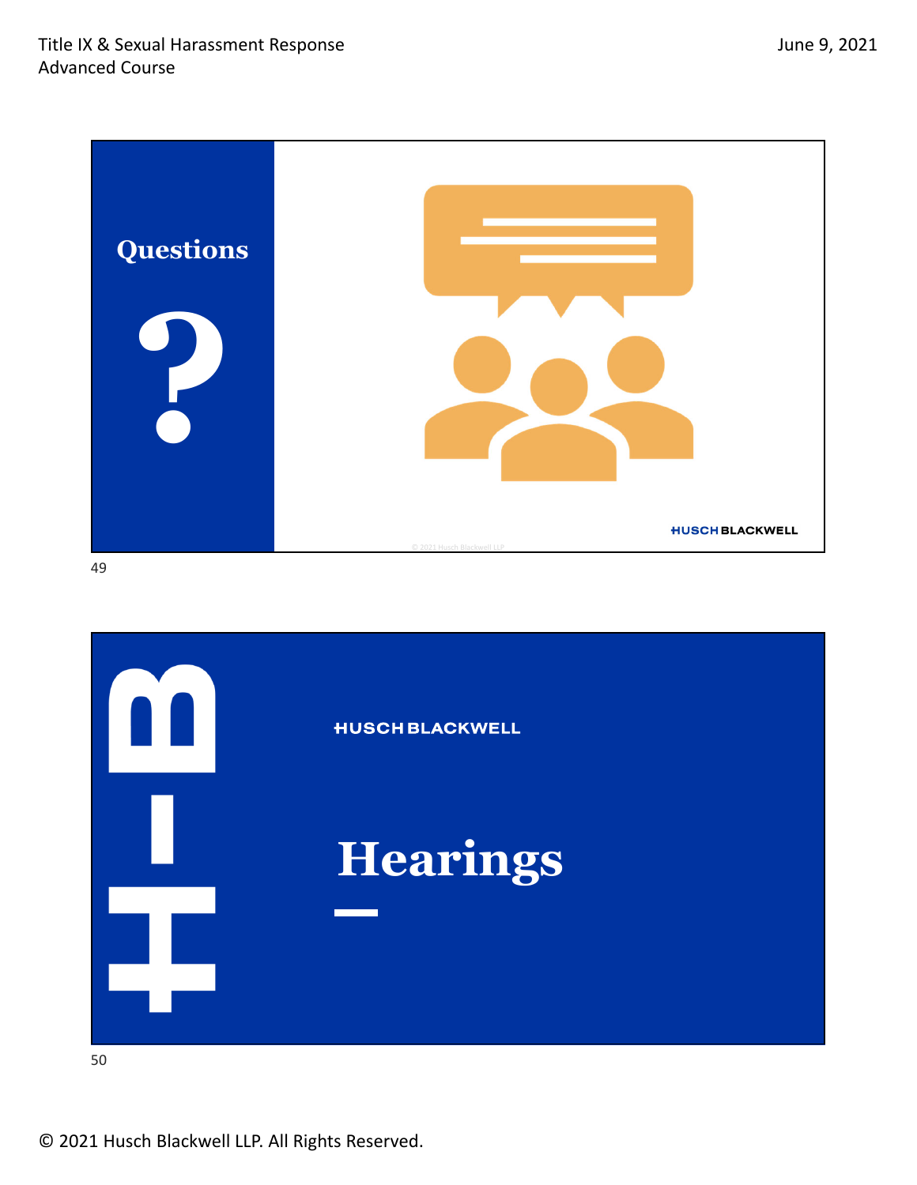## Questions

?

HUSCH BLACKWELL

HUSCH BLACKWELL

# Hearings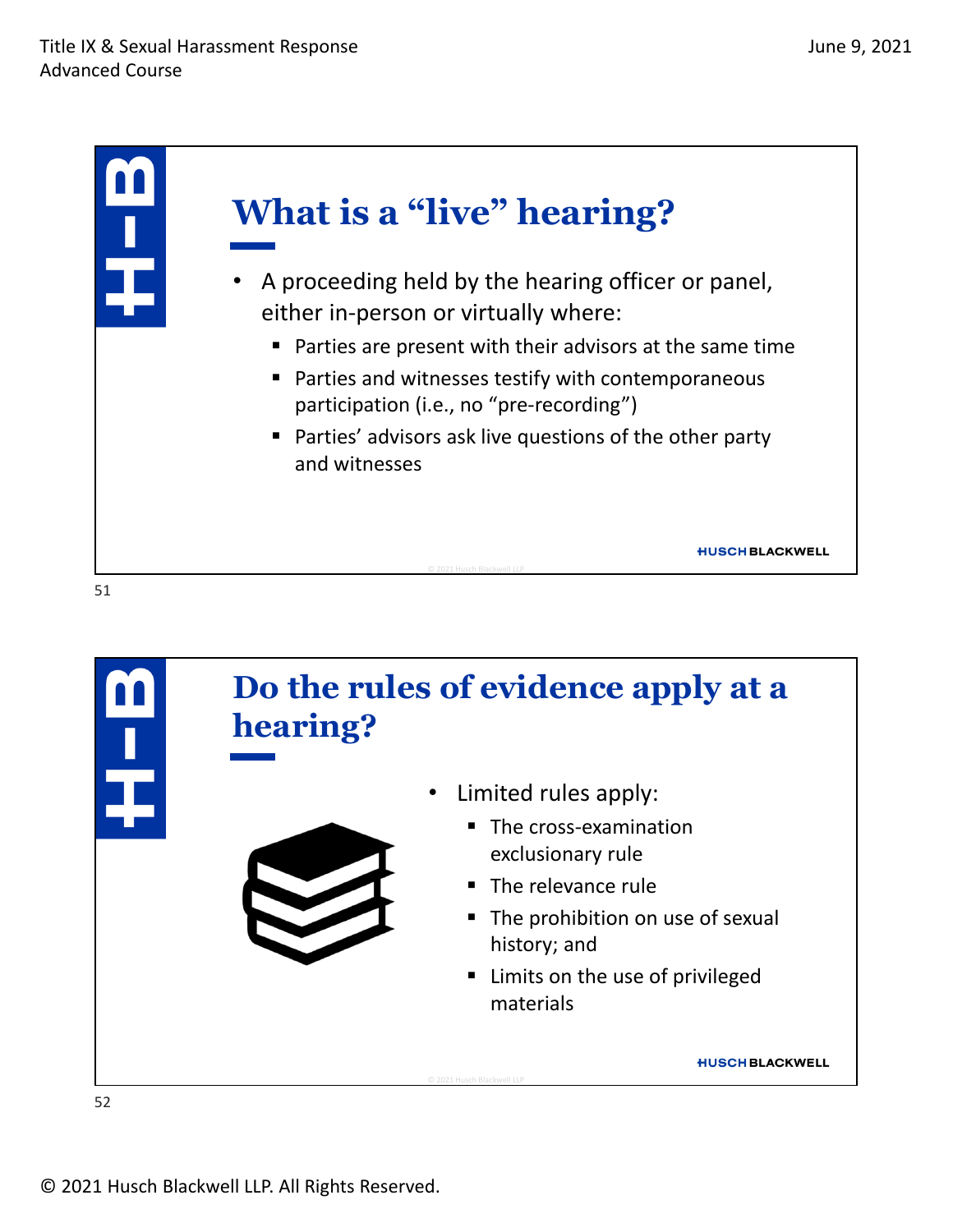## What is a "live" hearing?

- A proceeding held by the hearing officer or panel, either in-person or virtually where:
  - Parties are present with their advisors at the same time
  - Parties and witnesses testify with contemporaneous participation (i.e., no "pre-recording")
  - Parties' advisors ask live questions of the other party and witnesses

## Do the rules of evidence apply at a hearing?

- Limited rules apply:
  - The cross-examination exclusionary rule
  - The relevance rule
  - The prohibition on use of sexual history; and
  - Limits on the use of privileged materials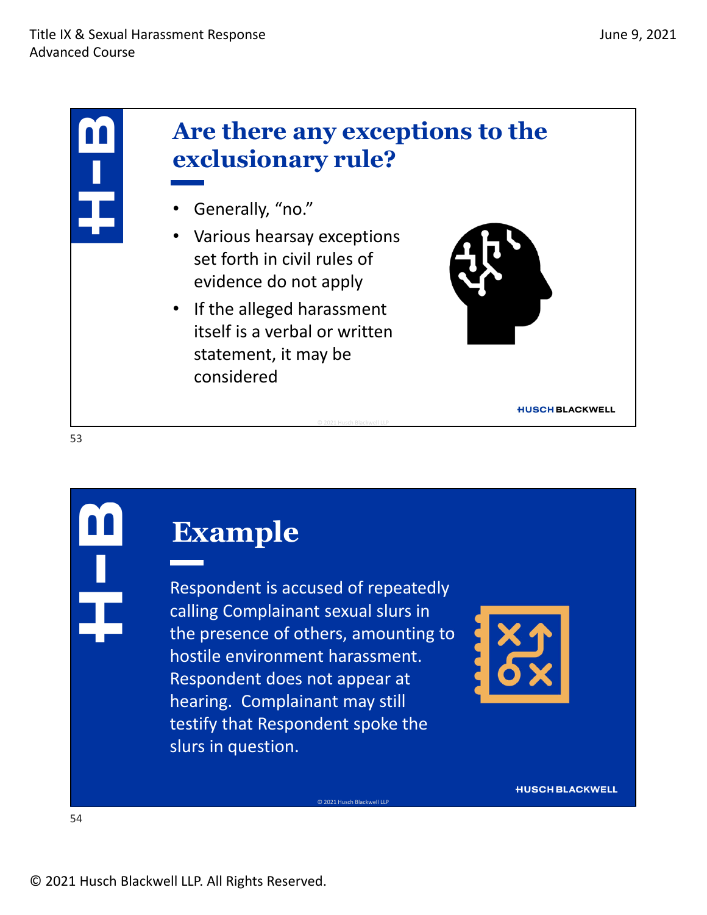## Are there any exceptions to the exclusionary rule?

- Generally, "no."
- Various hearsay exceptions set forth in civil rules of evidence do not apply
- If the alleged harassment itself is a verbal or written statement, it may be considered

## Example

Respondent is accused of repeatedly calling Complainant sexual slurs in the presence of others, amounting to hostile environment harassment. Respondent does not appear at hearing. Complainant may still testify that Respondent spoke the slurs in question.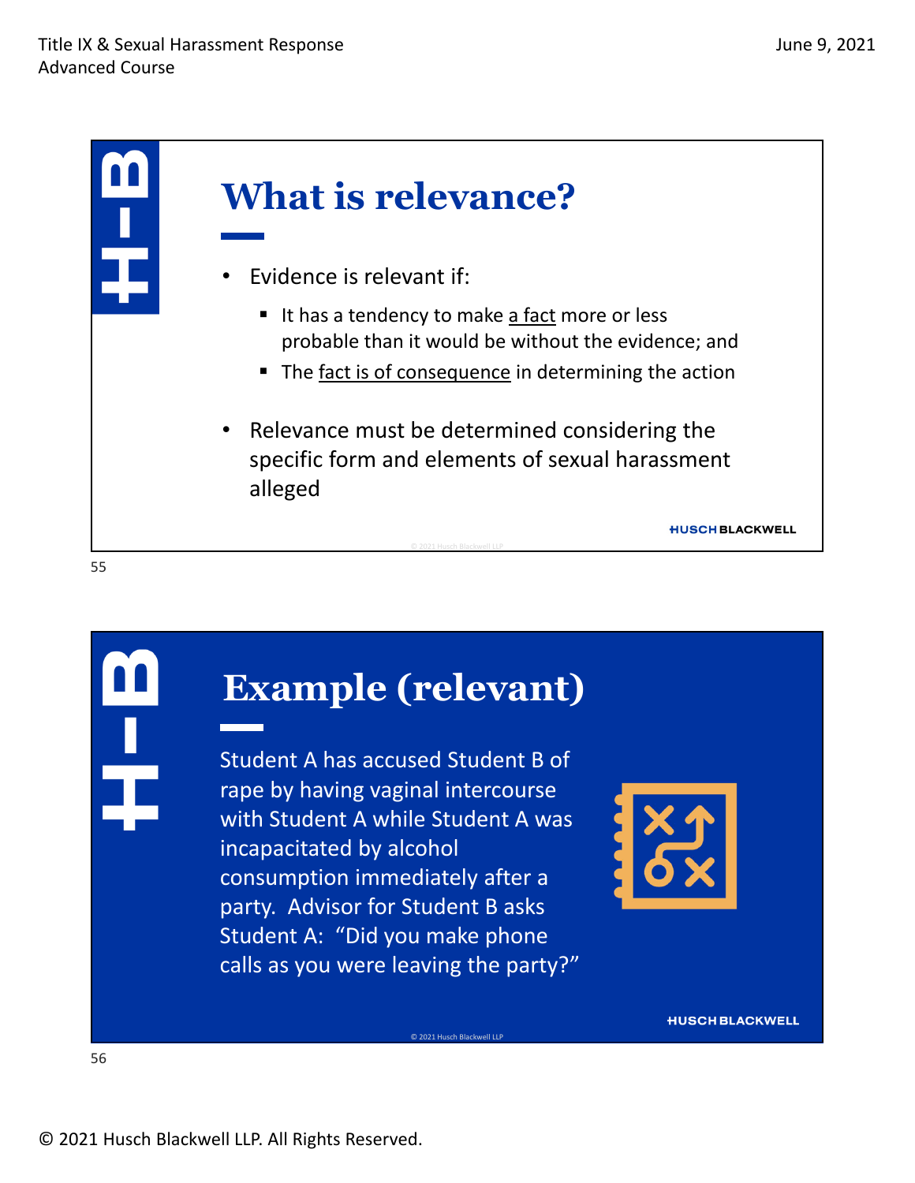# What is relevance?

- Evidence is relevant if:
  - It has a tendency to make a fact more or less probable than it would be without the evidence; and
  - The fact is of consequence in determining the action
- Relevance must be determined considering the specific form and elements of sexual harassment alleged

# Example (relevant)

Student A has accused Student B of rape by having vaginal intercourse with Student A while Student A was incapacitated by alcohol consumption immediately after a party. Advisor for Student B asks Student A: "Did you make phone calls as you were leaving the party?"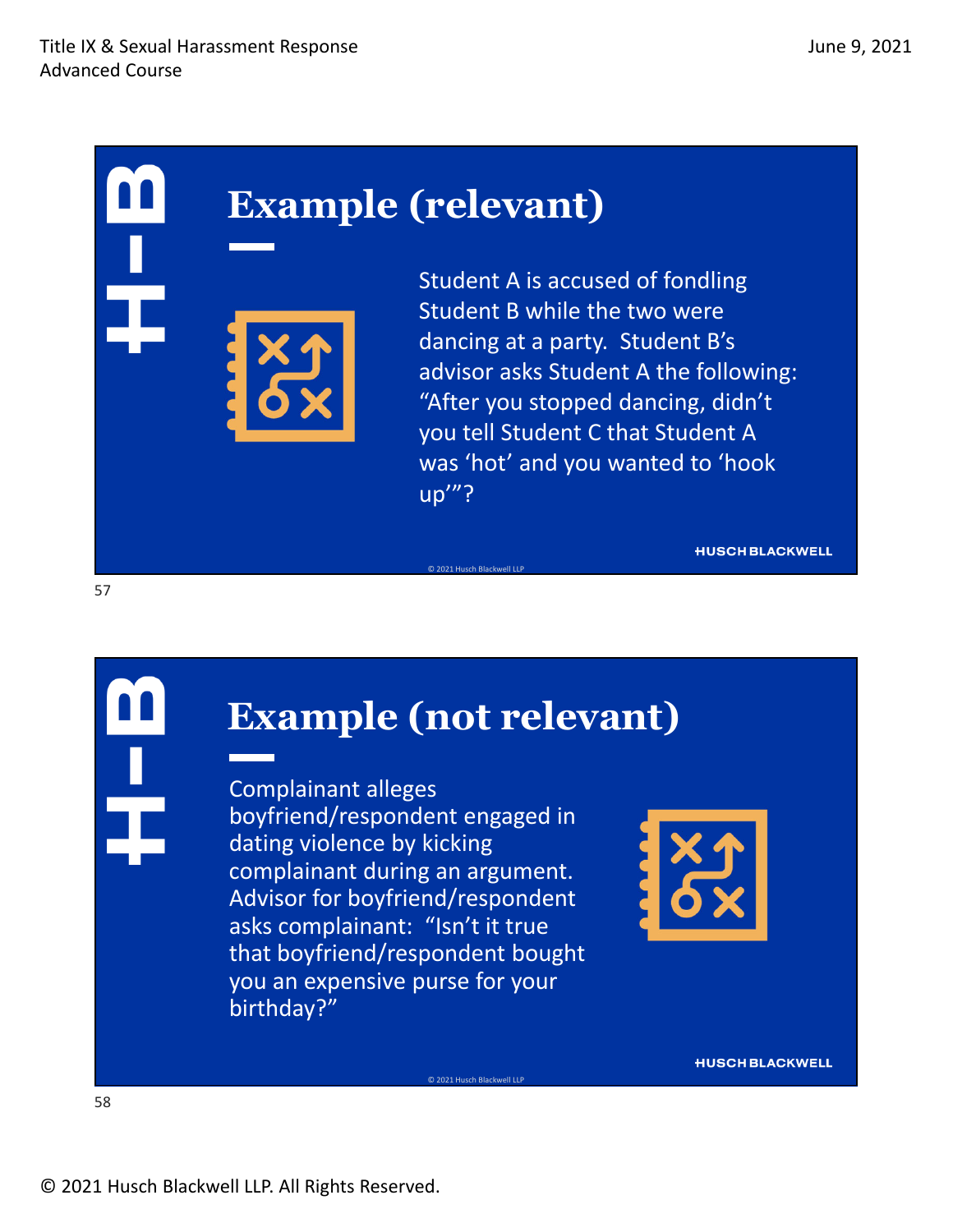## Example (relevant)

Student A is accused of fondling Student B while the two were dancing at a party. Student B's advisor asks Student A the following: "After you stopped dancing, didn't you tell Student C that Student A was 'hot' and you wanted to 'hook up'"?

## Example (not relevant)

Complainant alleges boyfriend/respondent engaged in dating violence by kicking complainant during an argument. Advisor for boyfriend/respondent asks complainant: "Isn't it true that boyfriend/respondent bought you an expensive purse for your birthday?"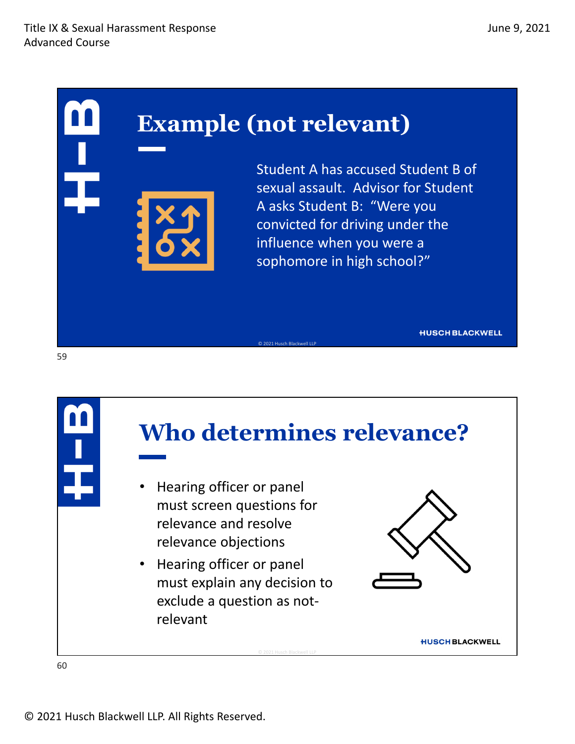# Example (not relevant)

Student A has accused Student B of sexual assault. Advisor for Student A asks Student B: "Were you convicted for driving under the influence when you were a sophomore in high school?"

# Who determines relevance?

- Hearing officer or panel must screen questions for relevance and resolve relevance objections
- Hearing officer or panel must explain any decision to exclude a question as not-relevant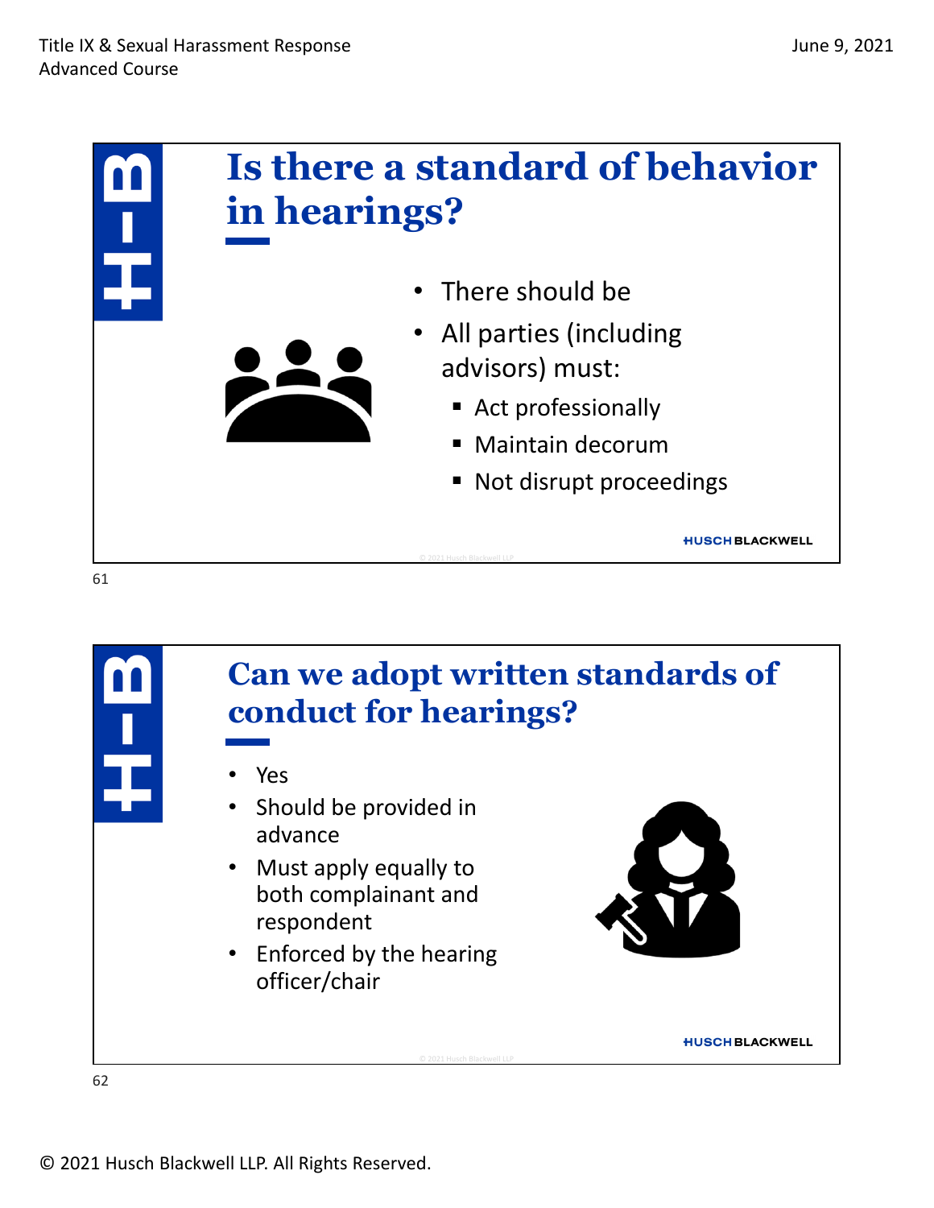## Is there a standard of behavior in hearings?

- There should be
- All parties (including advisors) must:
  - Act professionally
  - Maintain decorum
  - Not disrupt proceedings

## Can we adopt written standards of conduct for hearings?

- Yes
- Should be provided in advance
- Must apply equally to both complainant and respondent
- Enforced by the hearing officer/chair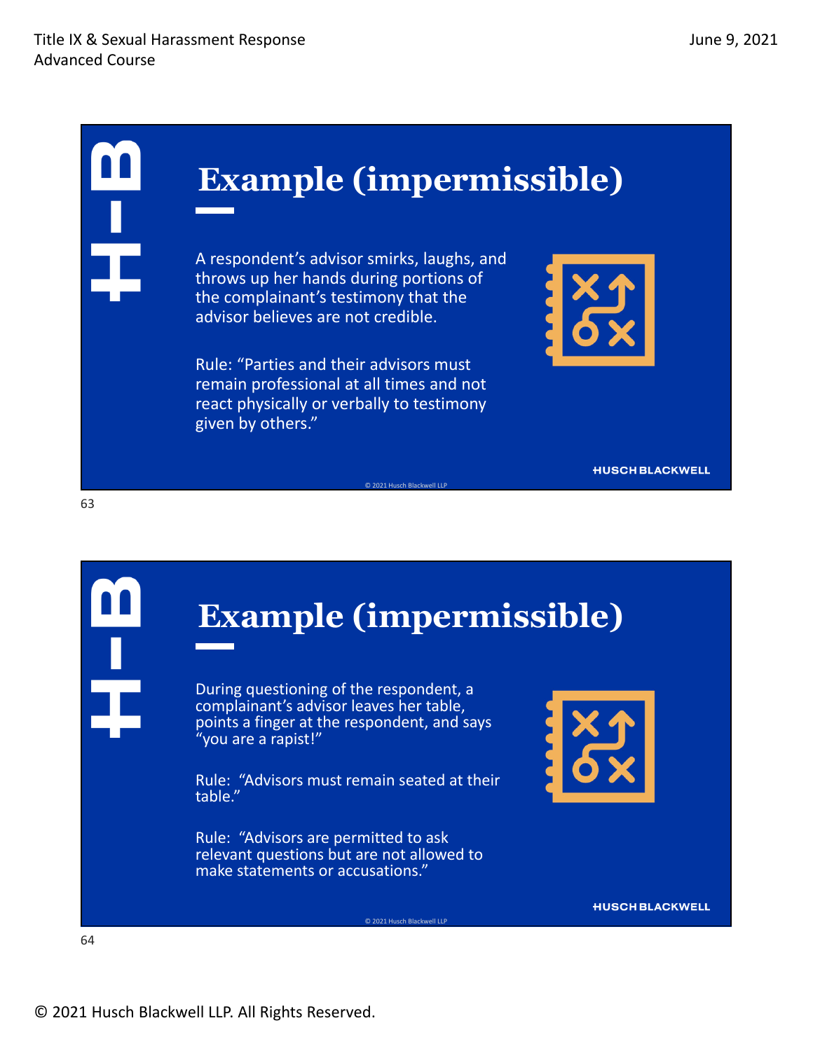## Example (impermissible)

A respondent's advisor smirks, laughs, and throws up her hands during portions of the complainant's testimony that the advisor believes are not credible.

Rule: "Parties and their advisors must remain professional at all times and not react physically or verbally to testimony given by others."

## Example (impermissible)

During questioning of the respondent, a complainant's advisor leaves her table, points a finger at the respondent, and says "you are a rapist!"

Rule: "Advisors must remain seated at their table."

Rule: "Advisors are permitted to ask relevant questions but are not allowed to make statements or accusations."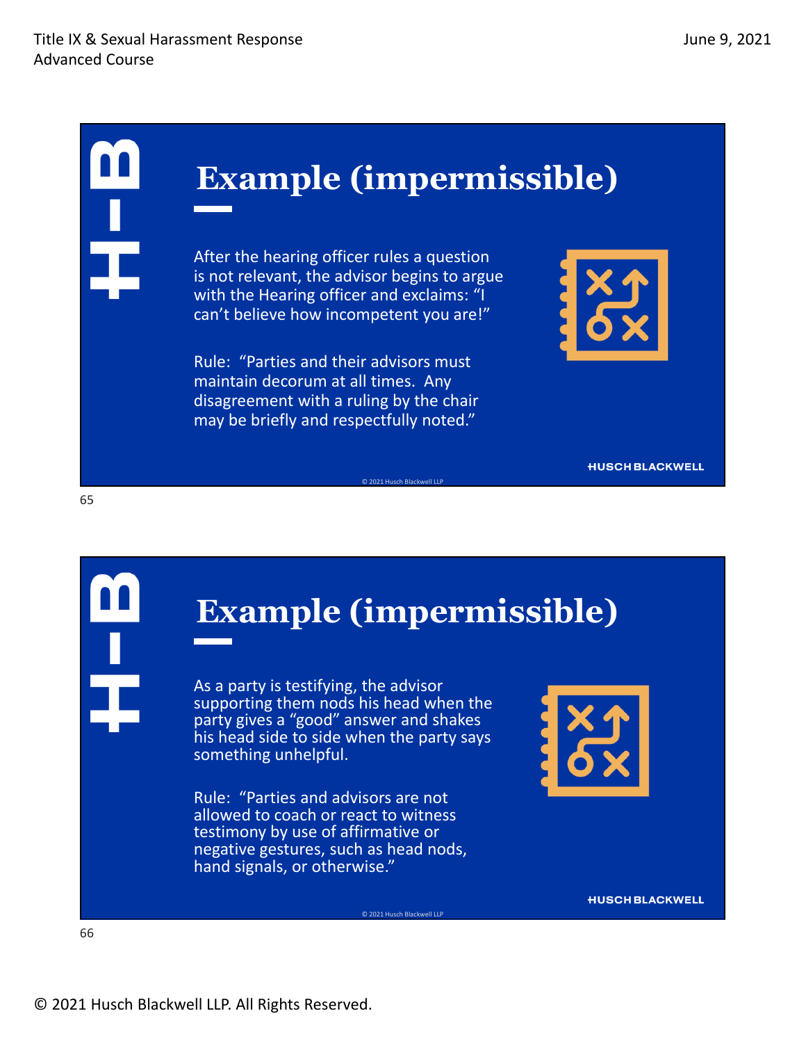## Example (impermissible)

After the hearing officer rules a question is not relevant, the advisor begins to argue with the Hearing officer and exclaims: "I can't believe how incompetent you are!"

Rule: "Parties and their advisors must maintain decorum at all times. Any disagreement with a ruling by the chair may be briefly and respectfully noted."

## Example (impermissible)

As a party is testifying, the advisor supporting them nods his head when the party gives a "good" answer and shakes his head side to side when the party says something unhelpful.

Rule: "Parties and advisors are not allowed to coach or react to witness testimony by use of affirmative or negative gestures, such as head nods, hand signals, or otherwise."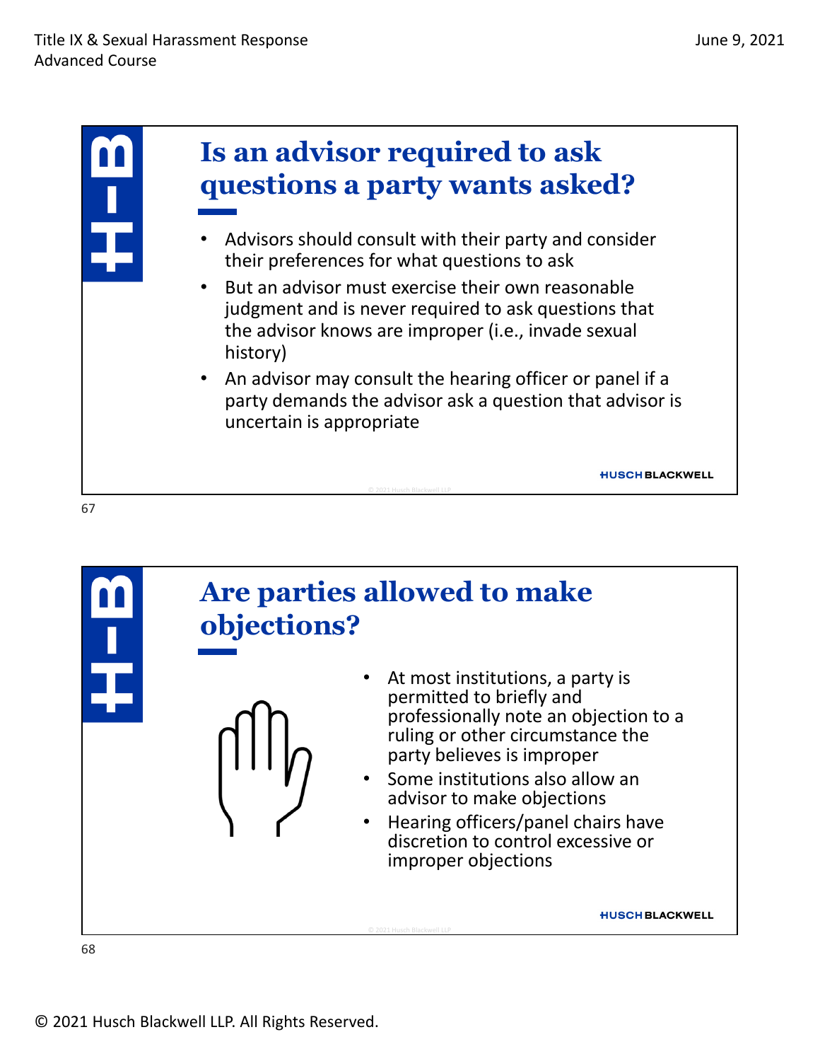## Is an advisor required to ask questions a party wants asked?

- Advisors should consult with their party and consider their preferences for what questions to ask
- But an advisor must exercise their own reasonable judgment and is never required to ask questions that the advisor knows are improper (i.e., invade sexual history)
- An advisor may consult the hearing officer or panel if a party demands the advisor ask a question that advisor is uncertain is appropriate

## Are parties allowed to make objections?

- At most institutions, a party is permitted to briefly and professionally note an objection to a ruling or other circumstance the party believes is improper
- Some institutions also allow an advisor to make objections
- Hearing officers/panel chairs have discretion to control excessive or improper objections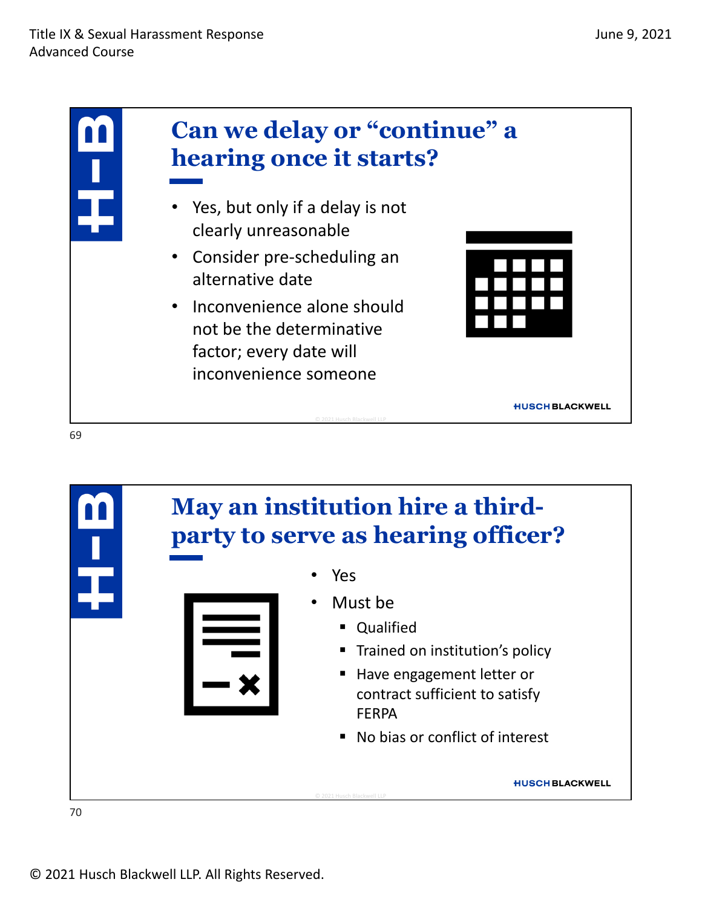## Can we delay or “continue” a hearing once it starts?

- Yes, but only if a delay is not clearly unreasonable
- Consider pre-scheduling an alternative date
- Inconvenience alone should not be the determinative factor; every date will inconvenience someone

## May an institution hire a third-party to serve as hearing officer?

- Yes
- Must be
  - Qualified
  - Trained on institution’s policy
  - Have engagement letter or contract sufficient to satisfy FERPA
  - No bias or conflict of interest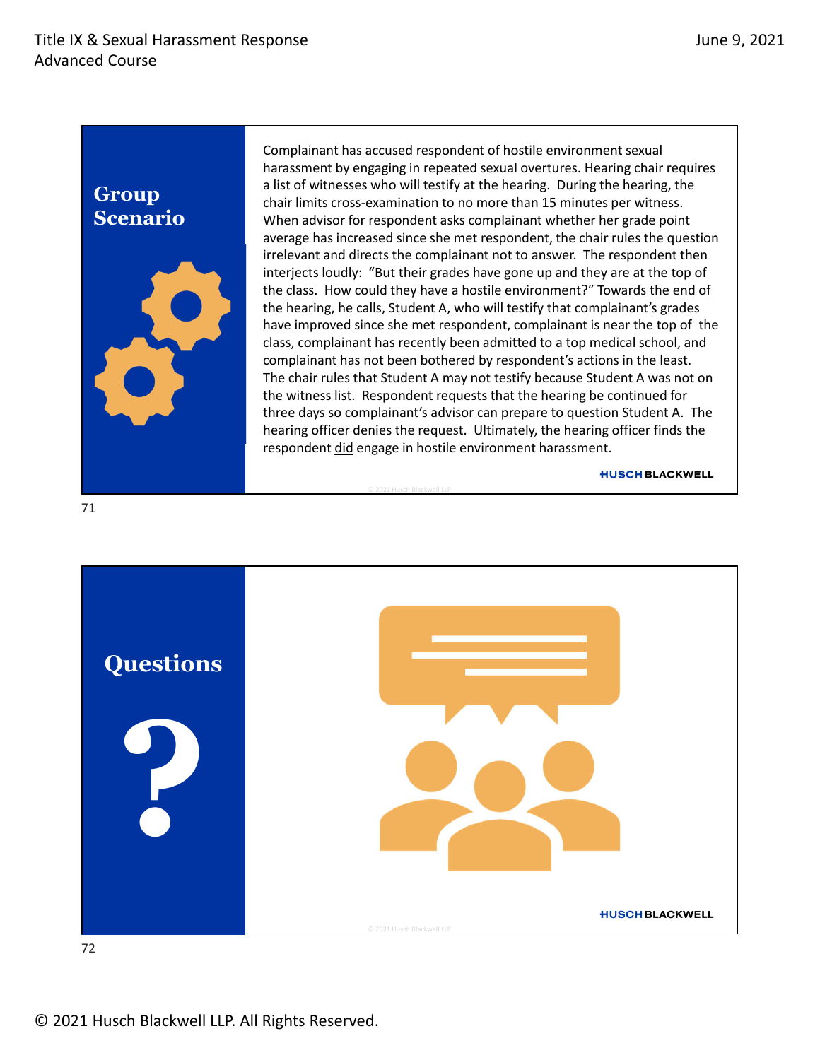## Group Scenario

Complainant has accused respondent of hostile environment sexual harassment by engaging in repeated sexual overtures. Hearing chair requires a list of witnesses who will testify at the hearing. During the hearing, the chair limits cross-examination to no more than 15 minutes per witness. When advisor for respondent asks complainant whether her grade point average has increased since she met respondent, the chair rules the question irrelevant and directs the complainant not to answer. The respondent then interjects loudly: "But their grades have gone up and they are at the top of the class. How could they have a hostile environment?" Towards the end of the hearing, he calls, Student A, who will testify that complainant's grades have improved since she met respondent, complainant is near the top of the class, complainant has recently been admitted to a top medical school, and complainant has not been bothered by respondent's actions in the least. The chair rules that Student A may not testify because Student A was not on the witness list. Respondent requests that the hearing be continued for three days so complainant's advisor can prepare to question Student A. The hearing officer denies the request. Ultimately, the hearing officer finds the respondent did engage in hostile environment harassment.

HUSCH BLACKWELL

## Questions

?

HUSCH BLACKWELL

© 2021 Husch Blackwell LLP. All Rights Reserved.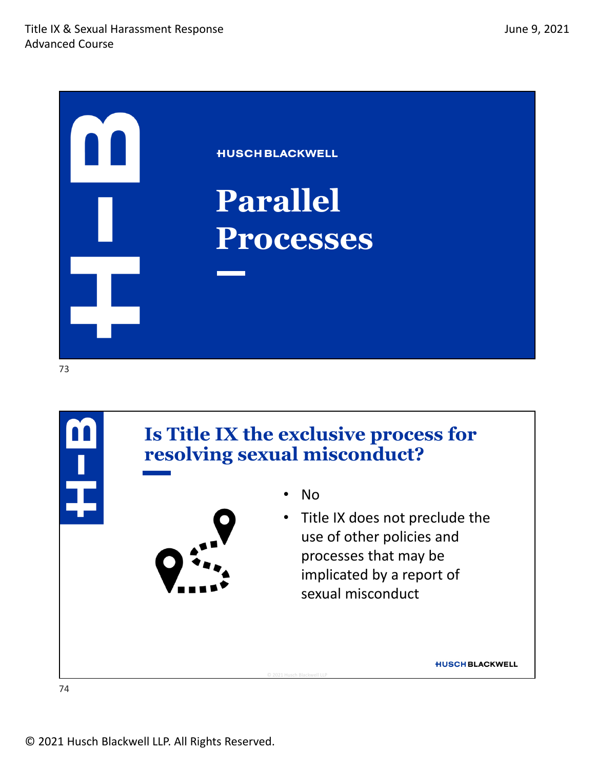## Parallel Processes

## Is Title IX the exclusive process for resolving sexual misconduct?

- No
- Title IX does not preclude the use of other policies and processes that may be implicated by a report of sexual misconduct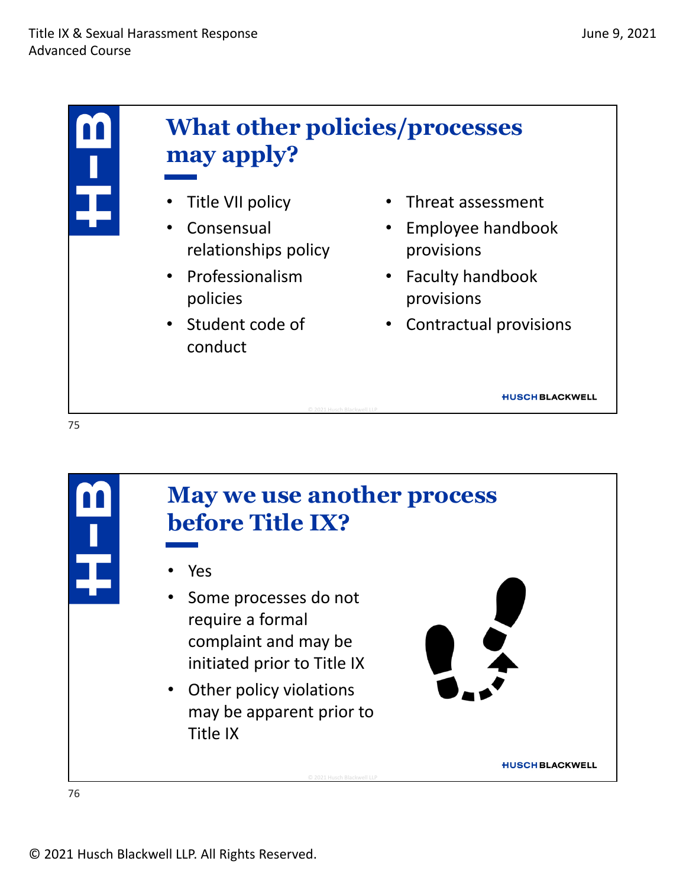## What other policies/processes may apply?

- Title VII policy
- Consensual relationships policy
- Professionalism policies
- Student code of conduct
- Threat assessment
- Employee handbook provisions
- Faculty handbook provisions
- Contractual provisions

## May we use another process before Title IX?

- Yes
- Some processes do not require a formal complaint and may be initiated prior to Title IX
- Other policy violations may be apparent prior to Title IX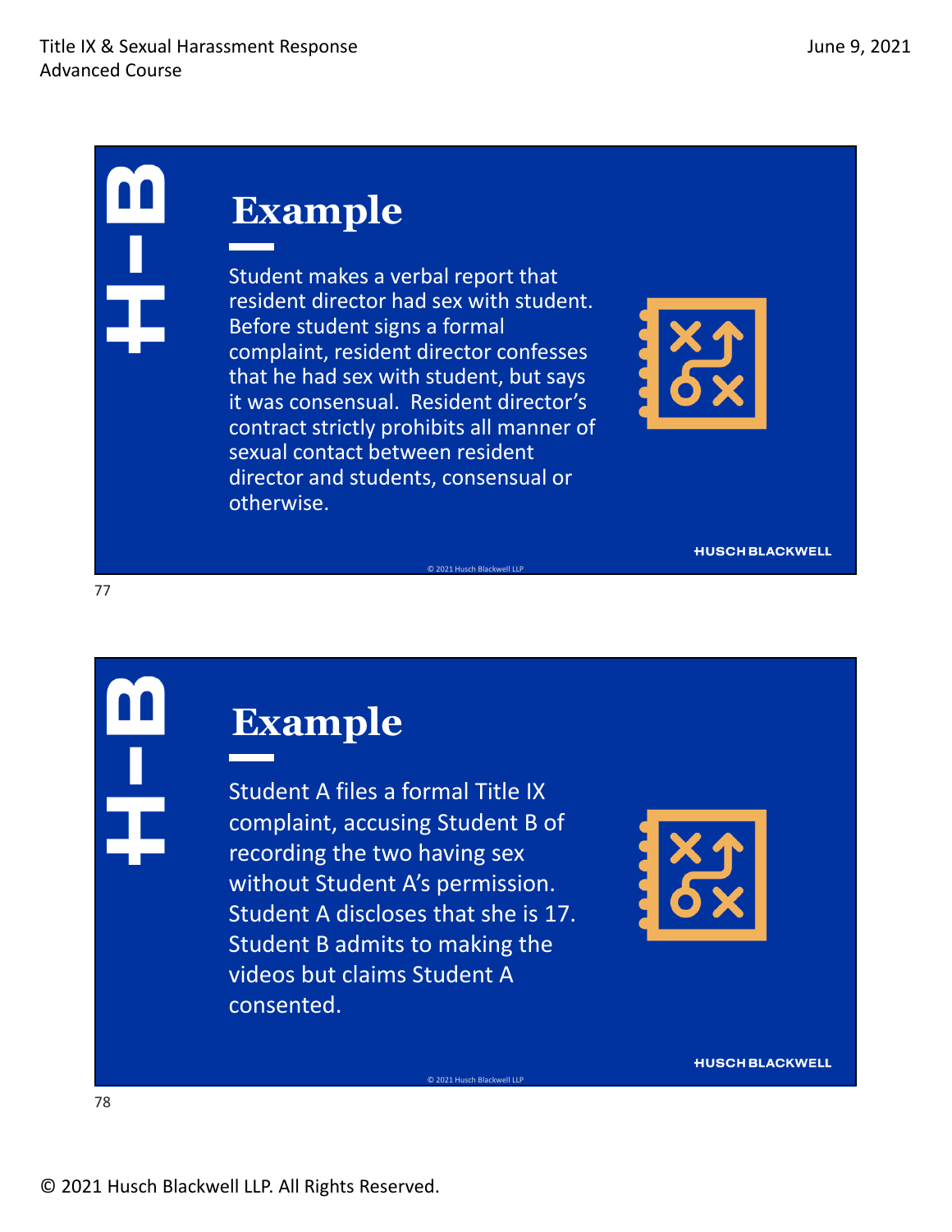## Example

Student makes a verbal report that resident director had sex with student. Before student signs a formal complaint, resident director confesses that he had sex with student, but says it was consensual. Resident director's contract strictly prohibits all manner of sexual contact between resident director and students, consensual or otherwise.

## Example

Student A files a formal Title IX complaint, accusing Student B of recording the two having sex without Student A's permission. Student A discloses that she is 17. Student B admits to making the videos but claims Student A consented.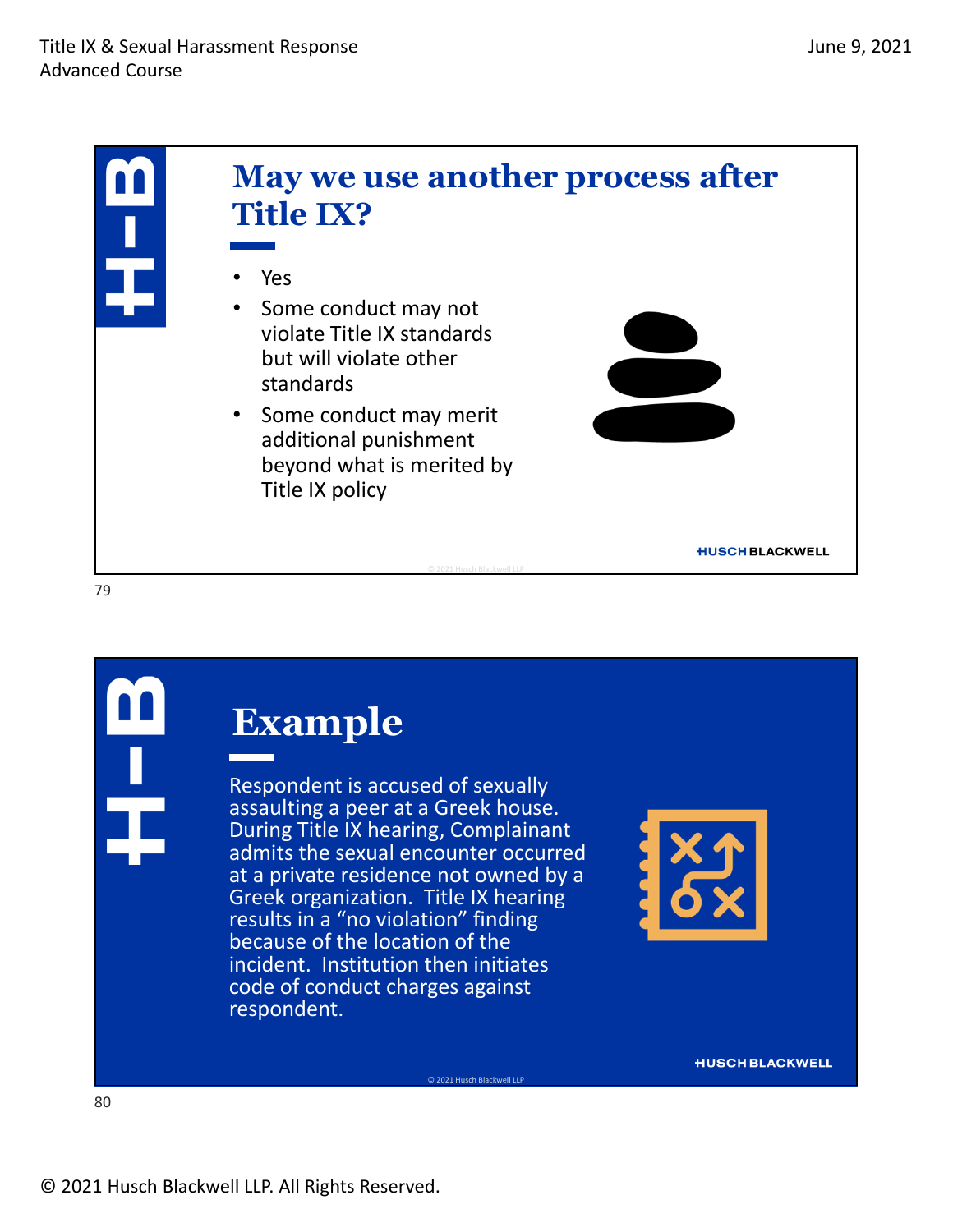## May we use another process after Title IX?

- Yes
- Some conduct may not violate Title IX standards but will violate other standards
- Some conduct may merit additional punishment beyond what is merited by Title IX policy

## Example

Respondent is accused of sexually assaulting a peer at a Greek house. During Title IX hearing, Complainant admits the sexual encounter occurred at a private residence not owned by a Greek organization. Title IX hearing results in a "no violation" finding because of the location of the incident. Institution then initiates code of conduct charges against respondent.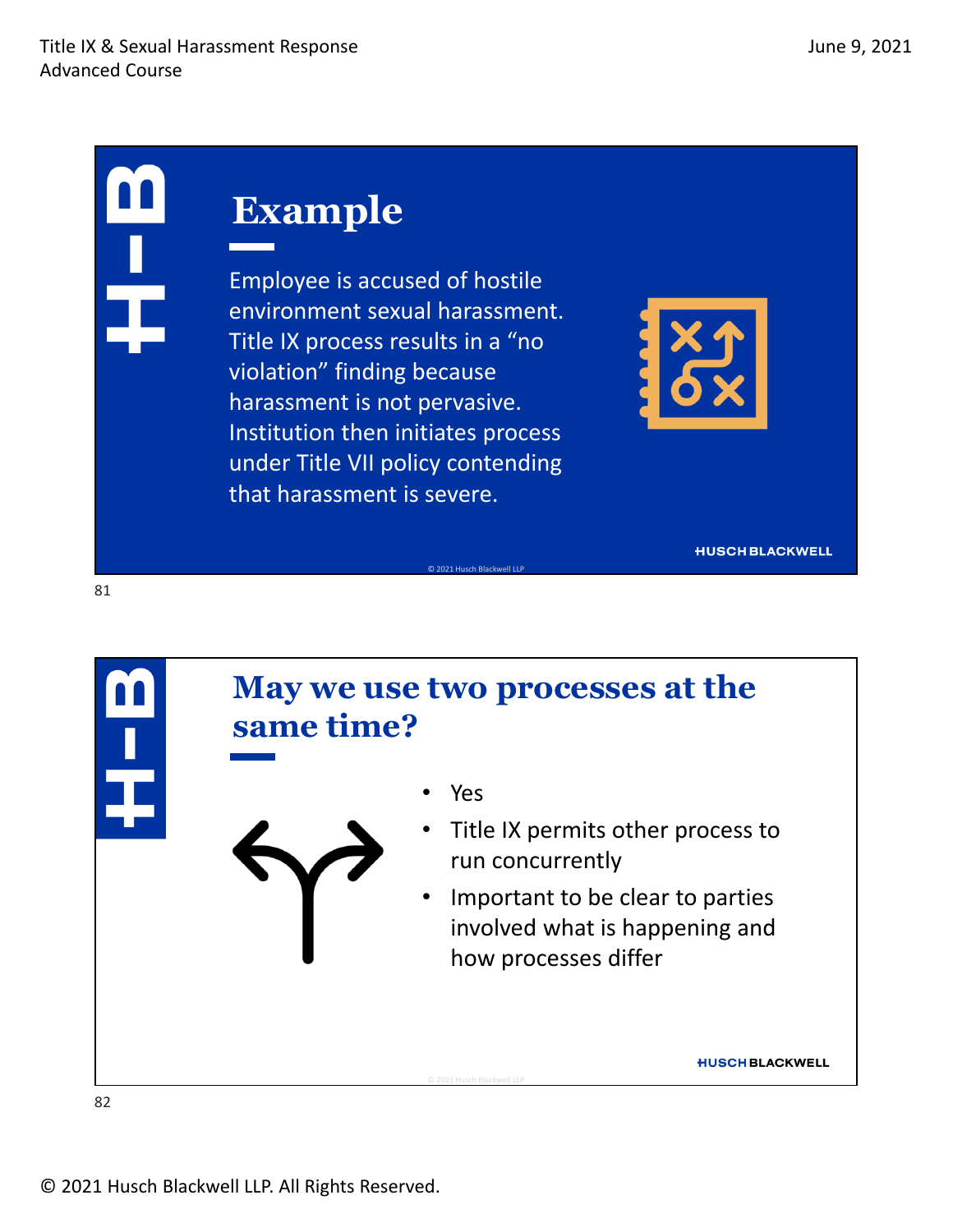## Example

Employee is accused of hostile environment sexual harassment. Title IX process results in a "no violation" finding because harassment is not pervasive. Institution then initiates process under Title VII policy contending that harassment is severe.

## May we use two processes at the same time?

- Yes
- Title IX permits other process to run concurrently
- Important to be clear to parties involved what is happening and how processes differ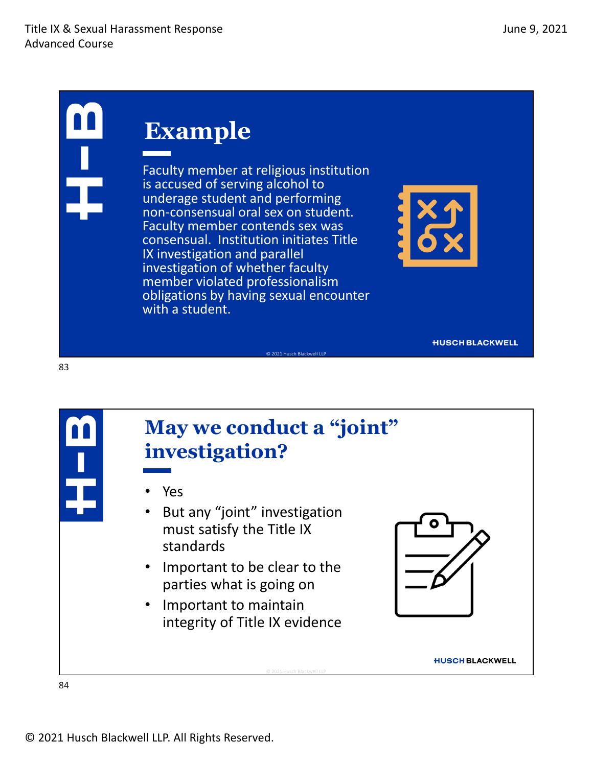## Example

Faculty member at religious institution is accused of serving alcohol to underage student and performing non-consensual oral sex on student. Faculty member contends sex was consensual. Institution initiates Title IX investigation and parallel investigation of whether faculty member violated professionalism obligations by having sexual encounter with a student.

## May we conduct a "joint" investigation?

- Yes
- But any "joint" investigation must satisfy the Title IX standards
- Important to be clear to the parties what is going on
- Important to maintain integrity of Title IX evidence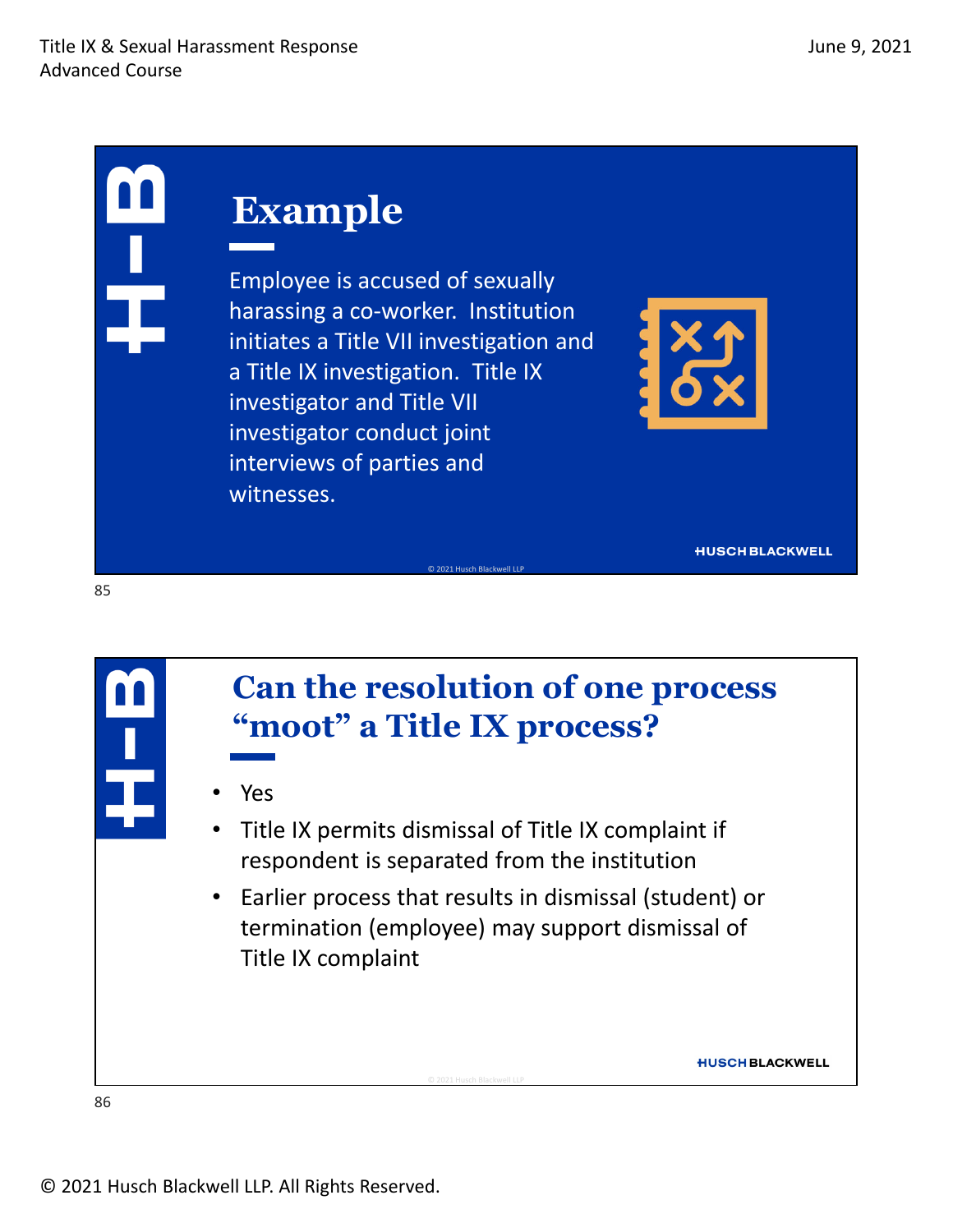## Example

Employee is accused of sexually harassing a co-worker. Institution initiates a Title VII investigation and a Title IX investigation. Title IX investigator and Title VII investigator conduct joint interviews of parties and witnesses.

## Can the resolution of one process "moot" a Title IX process?

- Yes
- Title IX permits dismissal of Title IX complaint if respondent is separated from the institution
- Earlier process that results in dismissal (student) or termination (employee) may support dismissal of Title IX complaint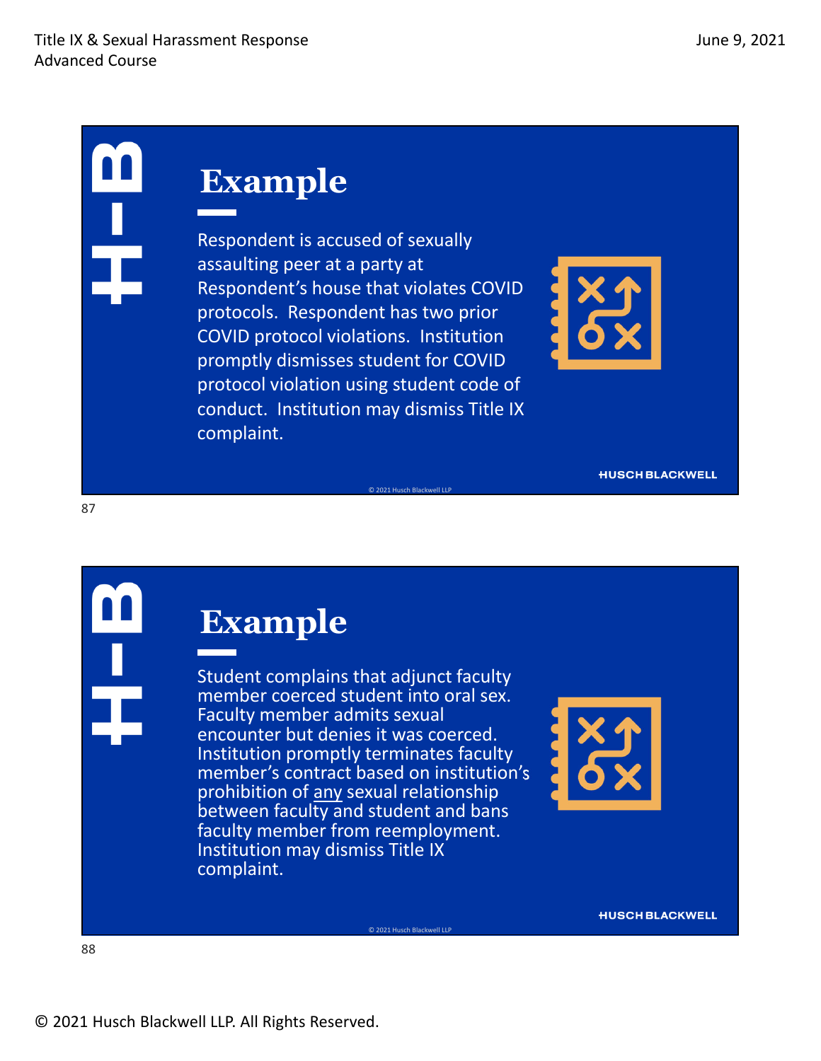## Example

Respondent is accused of sexually assaulting peer at a party at Respondent's house that violates COVID protocols. Respondent has two prior COVID protocol violations. Institution promptly dismisses student for COVID protocol violation using student code of conduct. Institution may dismiss Title IX complaint.

## Example

Student complains that adjunct faculty member coerced student into oral sex. Faculty member admits sexual encounter but denies it was coerced. Institution promptly terminates faculty member's contract based on institution's prohibition of <u>any</u> sexual relationship between faculty and student and bans faculty member from reemployment. Institution may dismiss Title IX complaint.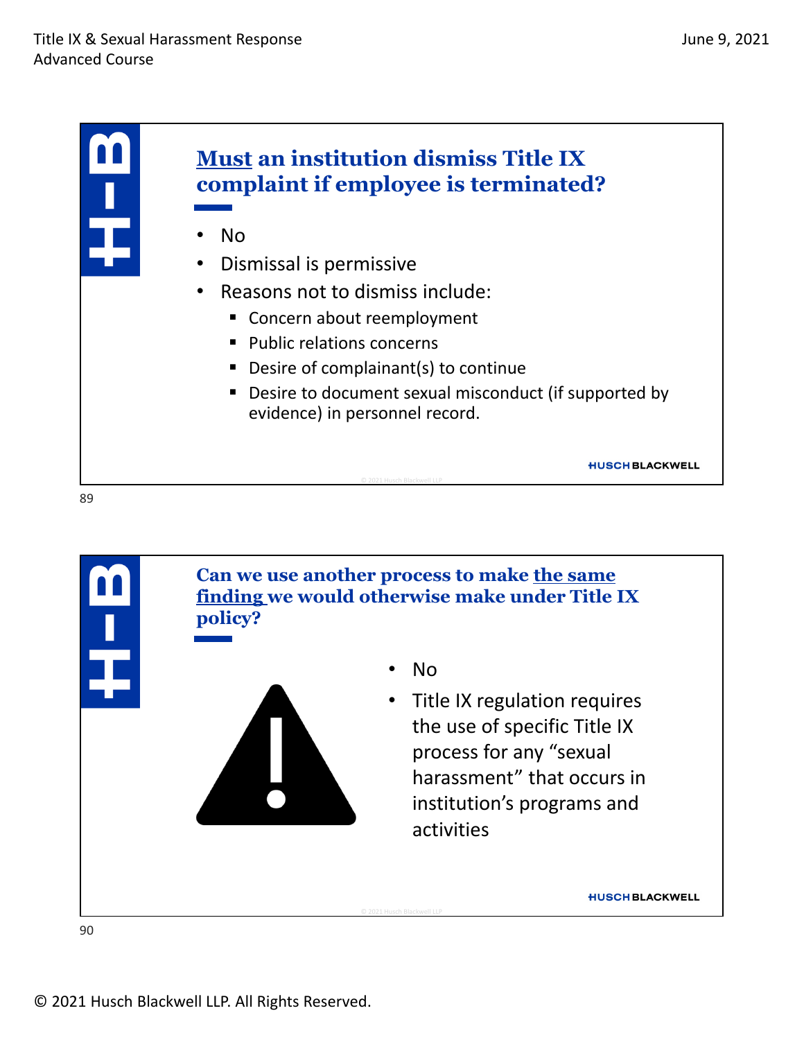## Must an institution dismiss Title IX complaint if employee is terminated?

- No
- Dismissal is permissive
- Reasons not to dismiss include:
  - Concern about reemployment
  - Public relations concerns
  - Desire of complainant(s) to continue
  - Desire to document sexual misconduct (if supported by evidence) in personnel record.

## Can we use another process to make the same finding we would otherwise make under Title IX policy?

- No
- Title IX regulation requires the use of specific Title IX process for any "sexual harassment" that occurs in institution's programs and activities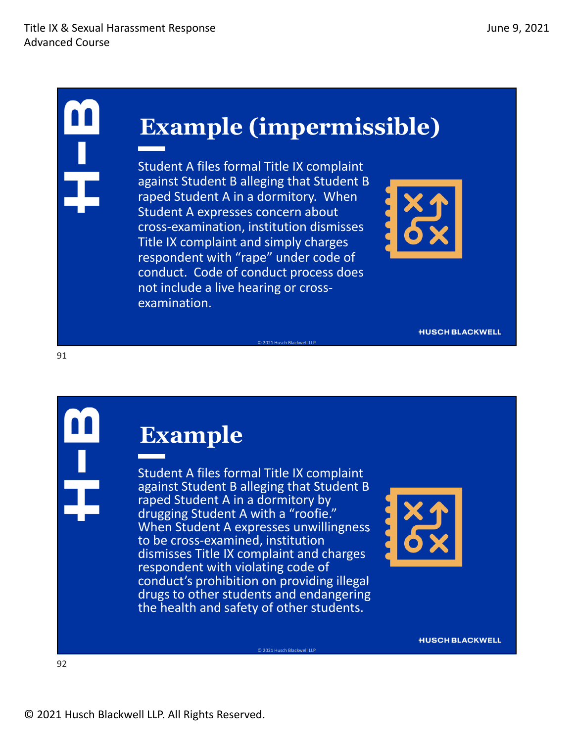## Example (impermissible)

Student A files formal Title IX complaint against Student B alleging that Student B raped Student A in a dormitory. When Student A expresses concern about cross-examination, institution dismisses Title IX complaint and simply charges respondent with "rape" under code of conduct. Code of conduct process does not include a live hearing or cross-examination.

## Example

Student A files formal Title IX complaint against Student B alleging that Student B raped Student A in a dormitory by drugging Student A with a "roofie." When Student A expresses unwillingness to be cross-examined, institution dismisses Title IX complaint and charges respondent with violating code of conduct's prohibition on providing illegal drugs to other students and endangering the health and safety of other students.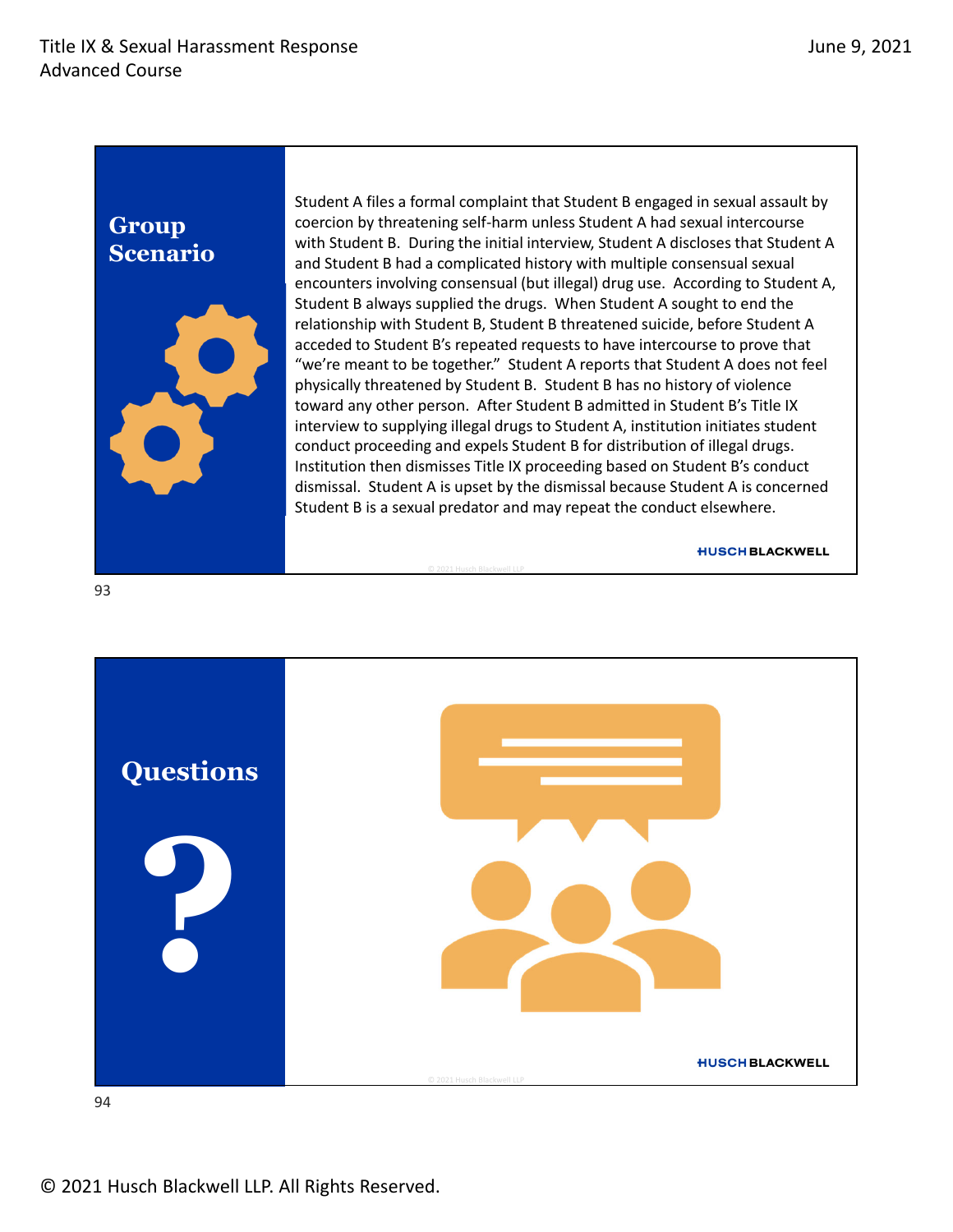## Group Scenario

Student A files a formal complaint that Student B engaged in sexual assault by coercion by threatening self-harm unless Student A had sexual intercourse with Student B. During the initial interview, Student A discloses that Student A and Student B had a complicated history with multiple consensual sexual encounters involving consensual (but illegal) drug use. According to Student A, Student B always supplied the drugs. When Student A sought to end the relationship with Student B, Student B threatened suicide, before Student A acceded to Student B's repeated requests to have intercourse to prove that "we're meant to be together." Student A reports that Student A does not feel physically threatened by Student B. Student B has no history of violence toward any other person. After Student B admitted in Student B's Title IX interview to supplying illegal drugs to Student A, institution initiates student conduct proceeding and expels Student B for distribution of illegal drugs. Institution then dismisses Title IX proceeding based on Student B's conduct dismissal. Student A is upset by the dismissal because Student A is concerned Student B is a sexual predator and may repeat the conduct elsewhere.

## Questions

?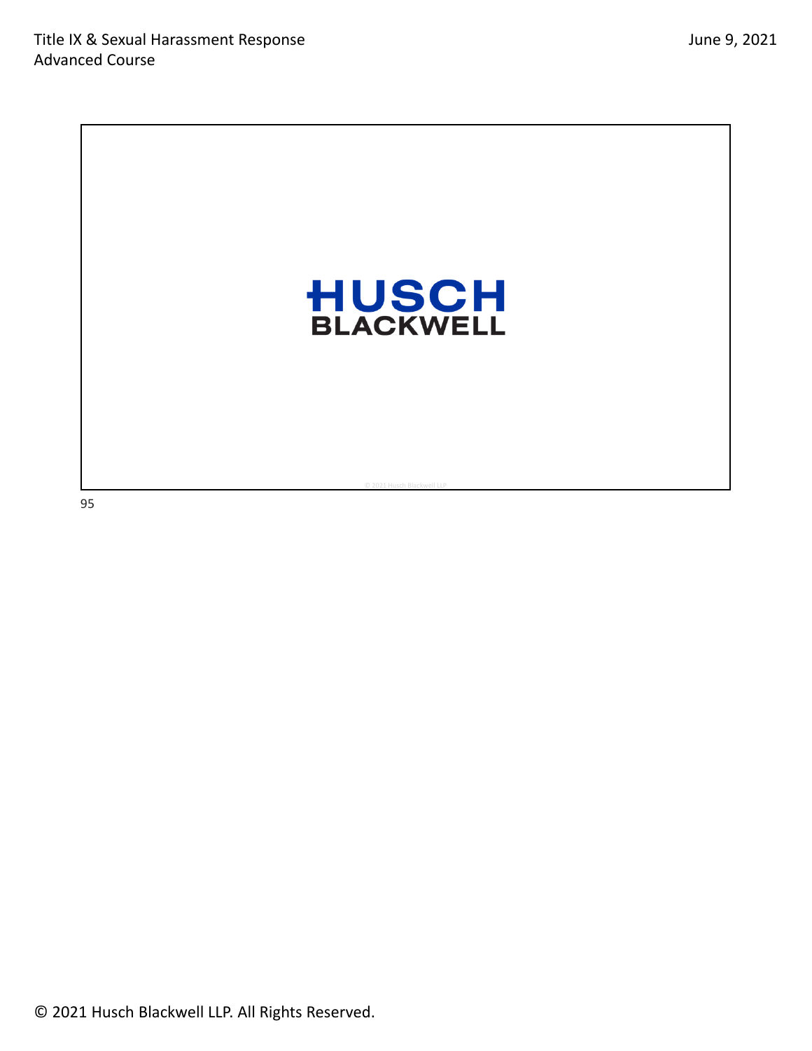HUSCH
BLACKWELL